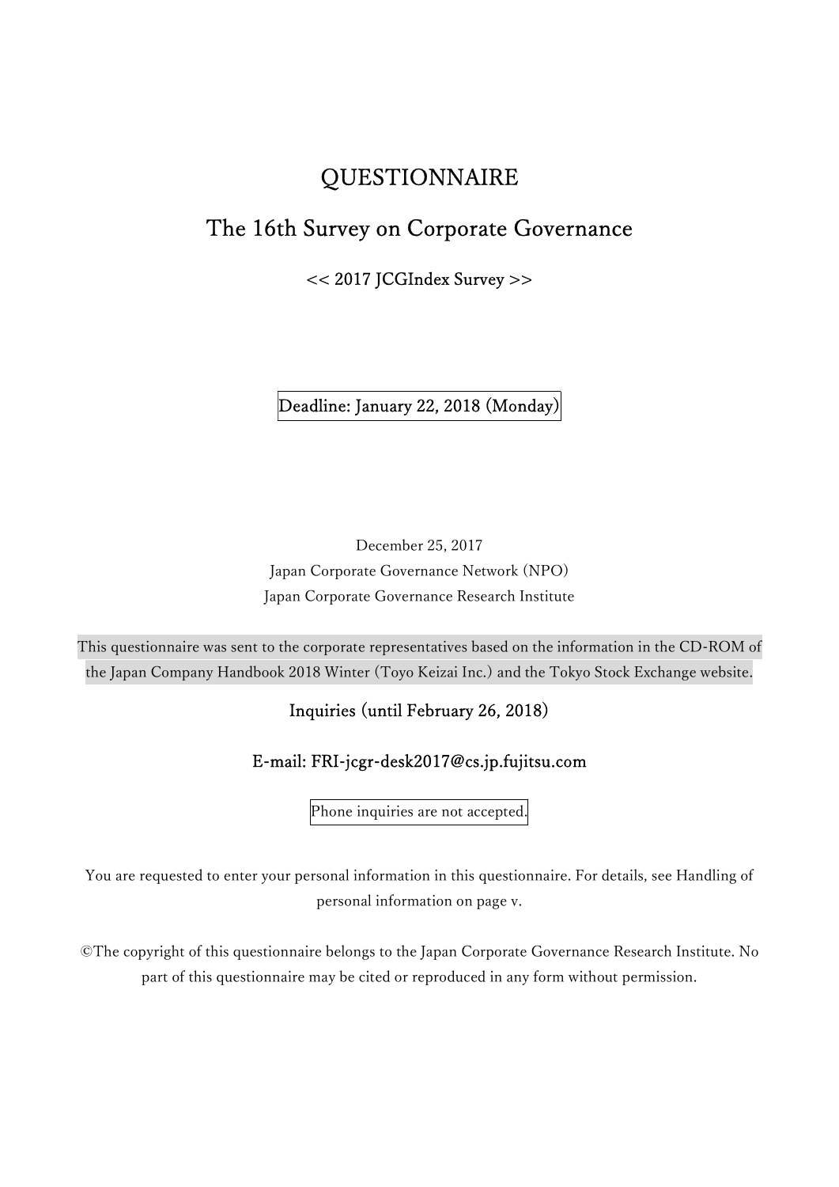# QUESTIONNAIRE

## The 16th Survey on Corporate Governance

<< 2017 JCGIndex Survey >>

Deadline: January 22, 2018 (Monday)

December 25, 2017
Japan Corporate Governance Network (NPO)
Japan Corporate Governance Research Institute

This questionnaire was sent to the corporate representatives based on the information in the CD-ROM of the Japan Company Handbook 2018 Winter (Toyo Keizai Inc.) and the Tokyo Stock Exchange website.

Inquiries (until February 26, 2018)

E-mail: FRI-jcgr-desk2017@cs.jp.fujitsu.com

Phone inquiries are not accepted.

You are requested to enter your personal information in this questionnaire. For details, see Handling of personal information on page v.

©The copyright of this questionnaire belongs to the Japan Corporate Governance Research Institute. No part of this questionnaire may be cited or reproduced in any form without permission.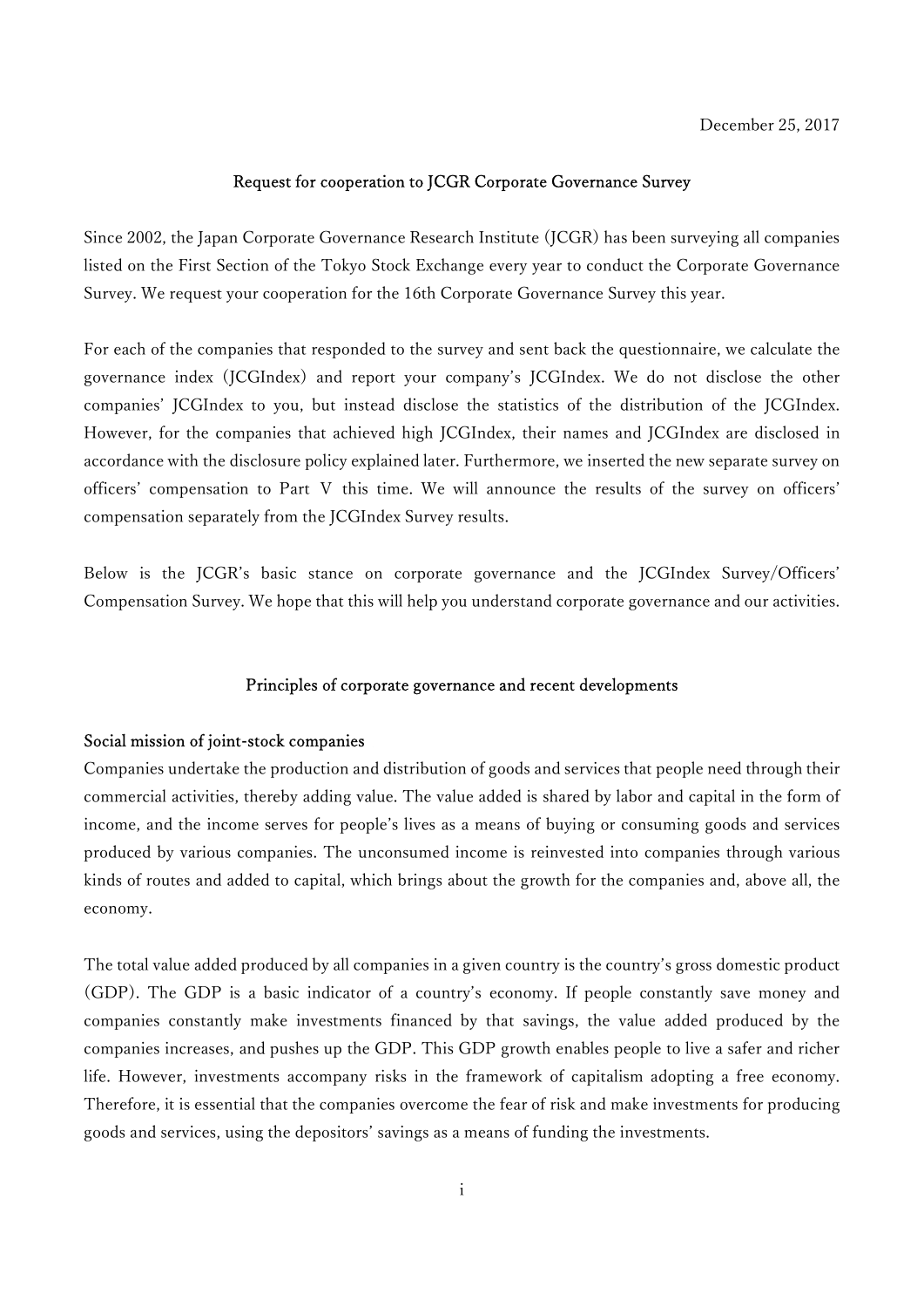December 25, 2017

## Request for cooperation to JCGR Corporate Governance Survey

Since 2002, the Japan Corporate Governance Research Institute (JCGR) has been surveying all companies listed on the First Section of the Tokyo Stock Exchange every year to conduct the Corporate Governance Survey. We request your cooperation for the 16th Corporate Governance Survey this year.

For each of the companies that responded to the survey and sent back the questionnaire, we calculate the governance index (JCGIndex) and report your company's JCGIndex. We do not disclose the other companies' JCGIndex to you, but instead disclose the statistics of the distribution of the JCGIndex. However, for the companies that achieved high JCGIndex, their names and JCGIndex are disclosed in accordance with the disclosure policy explained later. Furthermore, we inserted the new separate survey on officers' compensation to Part V this time. We will announce the results of the survey on officers' compensation separately from the JCGIndex Survey results.

Below is the JCGR's basic stance on corporate governance and the JCGIndex Survey/Officers' Compensation Survey. We hope that this will help you understand corporate governance and our activities.

## Principles of corporate governance and recent developments

### Social mission of joint-stock companies

Companies undertake the production and distribution of goods and services that people need through their commercial activities, thereby adding value. The value added is shared by labor and capital in the form of income, and the income serves for people's lives as a means of buying or consuming goods and services produced by various companies. The unconsumed income is reinvested into companies through various kinds of routes and added to capital, which brings about the growth for the companies and, above all, the economy.

The total value added produced by all companies in a given country is the country's gross domestic product (GDP). The GDP is a basic indicator of a country's economy. If people constantly save money and companies constantly make investments financed by that savings, the value added produced by the companies increases, and pushes up the GDP. This GDP growth enables people to live a safer and richer life. However, investments accompany risks in the framework of capitalism adopting a free economy. Therefore, it is essential that the companies overcome the fear of risk and make investments for producing goods and services, using the depositors' savings as a means of funding the investments.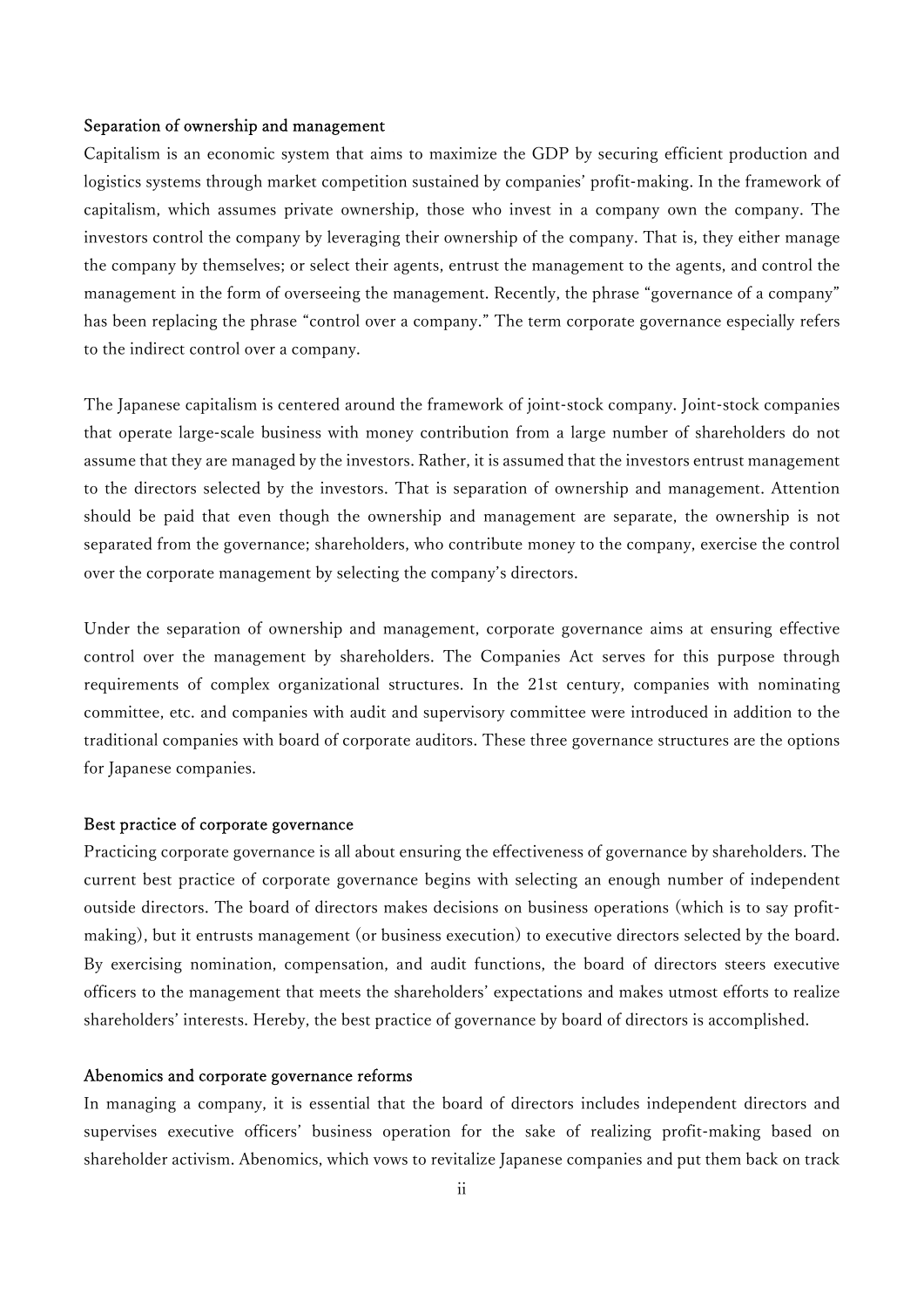### Separation of ownership and management

Capitalism is an economic system that aims to maximize the GDP by securing efficient production and logistics systems through market competition sustained by companies' profit-making. In the framework of capitalism, which assumes private ownership, those who invest in a company own the company. The investors control the company by leveraging their ownership of the company. That is, they either manage the company by themselves; or select their agents, entrust the management to the agents, and control the management in the form of overseeing the management. Recently, the phrase "governance of a company" has been replacing the phrase "control over a company." The term corporate governance especially refers to the indirect control over a company.

The Japanese capitalism is centered around the framework of joint-stock company. Joint-stock companies that operate large-scale business with money contribution from a large number of shareholders do not assume that they are managed by the investors. Rather, it is assumed that the investors entrust management to the directors selected by the investors. That is separation of ownership and management. Attention should be paid that even though the ownership and management are separate, the ownership is not separated from the governance; shareholders, who contribute money to the company, exercise the control over the corporate management by selecting the company's directors.

Under the separation of ownership and management, corporate governance aims at ensuring effective control over the management by shareholders. The Companies Act serves for this purpose through requirements of complex organizational structures. In the 21st century, companies with nominating committee, etc. and companies with audit and supervisory committee were introduced in addition to the traditional companies with board of corporate auditors. These three governance structures are the options for Japanese companies.

### Best practice of corporate governance

Practicing corporate governance is all about ensuring the effectiveness of governance by shareholders. The current best practice of corporate governance begins with selecting an enough number of independent outside directors. The board of directors makes decisions on business operations (which is to say profit-making), but it entrusts management (or business execution) to executive directors selected by the board. By exercising nomination, compensation, and audit functions, the board of directors steers executive officers to the management that meets the shareholders' expectations and makes utmost efforts to realize shareholders' interests. Hereby, the best practice of governance by board of directors is accomplished.

### Abenomics and corporate governance reforms

In managing a company, it is essential that the board of directors includes independent directors and supervises executive officers' business operation for the sake of realizing profit-making based on shareholder activism. Abenomics, which vows to revitalize Japanese companies and put them back on track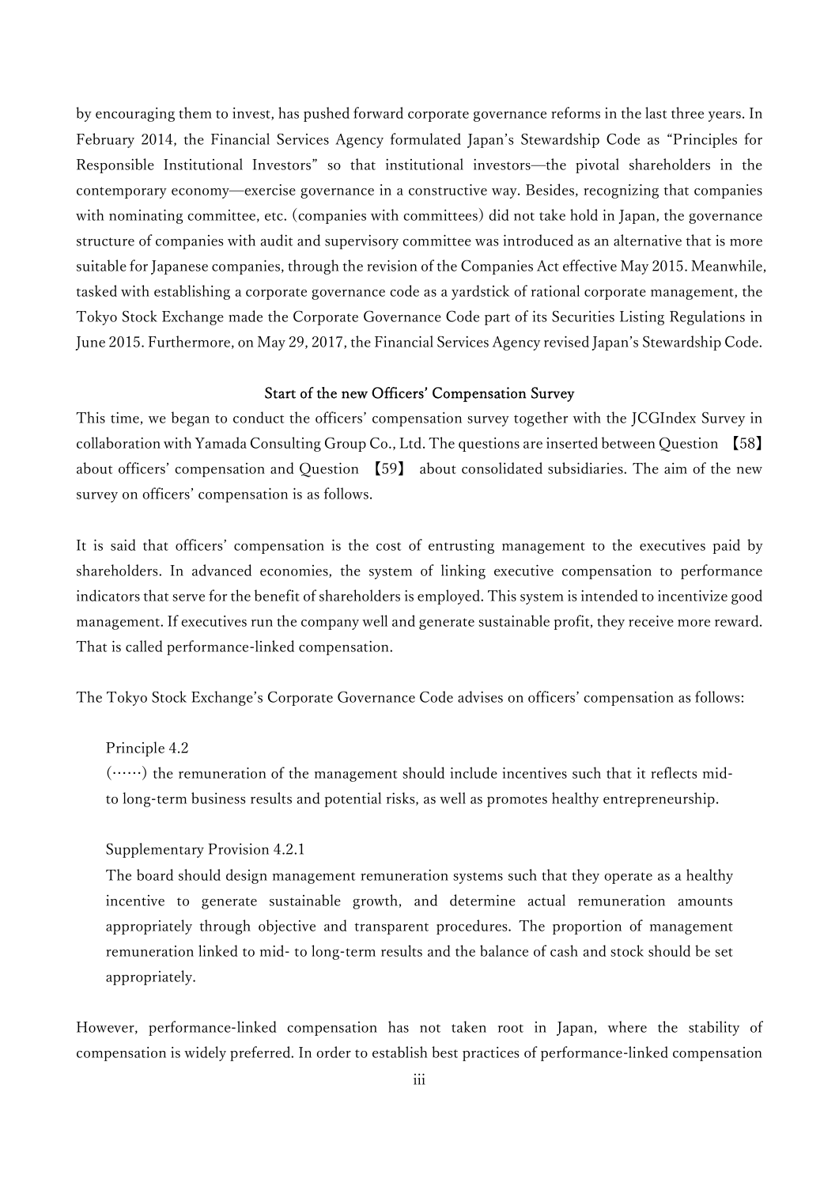by encouraging them to invest, has pushed forward corporate governance reforms in the last three years. In February 2014, the Financial Services Agency formulated Japan's Stewardship Code as "Principles for Responsible Institutional Investors" so that institutional investors—the pivotal shareholders in the contemporary economy—exercise governance in a constructive way. Besides, recognizing that companies with nominating committee, etc. (companies with committees) did not take hold in Japan, the governance structure of companies with audit and supervisory committee was introduced as an alternative that is more suitable for Japanese companies, through the revision of the Companies Act effective May 2015. Meanwhile, tasked with establishing a corporate governance code as a yardstick of rational corporate management, the Tokyo Stock Exchange made the Corporate Governance Code part of its Securities Listing Regulations in June 2015. Furthermore, on May 29, 2017, the Financial Services Agency revised Japan's Stewardship Code.

### Start of the new Officers' Compensation Survey

This time, we began to conduct the officers' compensation survey together with the JCGIndex Survey in collaboration with Yamada Consulting Group Co., Ltd. The questions are inserted between Question 【58】 about officers' compensation and Question 【59】 about consolidated subsidiaries. The aim of the new survey on officers' compensation is as follows.

It is said that officers' compensation is the cost of entrusting management to the executives paid by shareholders. In advanced economies, the system of linking executive compensation to performance indicators that serve for the benefit of shareholders is employed. This system is intended to incentivize good management. If executives run the company well and generate sustainable profit, they receive more reward. That is called performance-linked compensation.

The Tokyo Stock Exchange's Corporate Governance Code advises on officers' compensation as follows:

> Principle 4.2
> (……) the remuneration of the management should include incentives such that it reflects mid- to long-term business results and potential risks, as well as promotes healthy entrepreneurship.
>
> Supplementary Provision 4.2.1
> The board should design management remuneration systems such that they operate as a healthy incentive to generate sustainable growth, and determine actual remuneration amounts appropriately through objective and transparent procedures. The proportion of management remuneration linked to mid- to long-term results and the balance of cash and stock should be set appropriately.

However, performance-linked compensation has not taken root in Japan, where the stability of compensation is widely preferred. In order to establish best practices of performance-linked compensation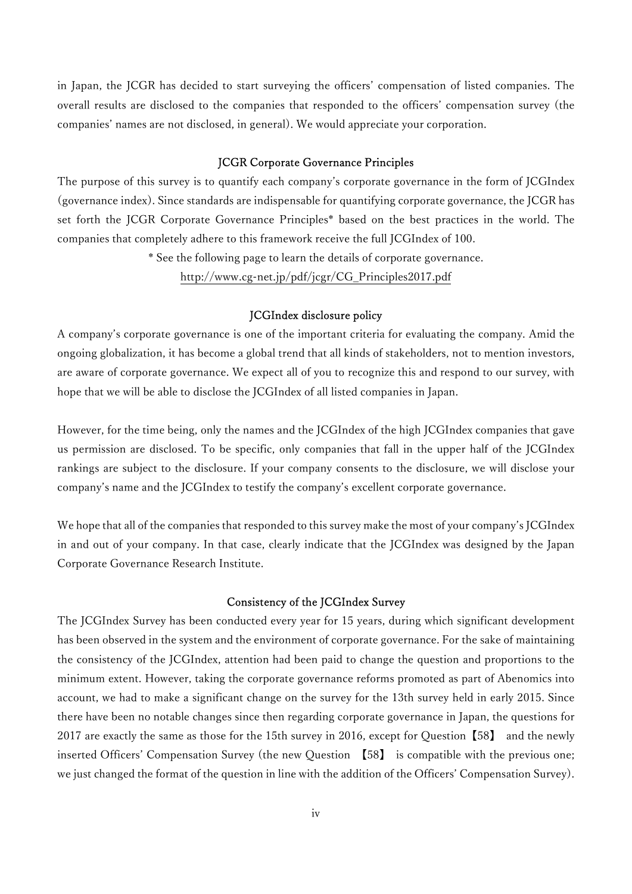in Japan, the JCGR has decided to start surveying the officers' compensation of listed companies. The overall results are disclosed to the companies that responded to the officers' compensation survey (the companies' names are not disclosed, in general). We would appreciate your corporation.

### JCGR Corporate Governance Principles

The purpose of this survey is to quantify each company's corporate governance in the form of JCGIndex (governance index). Since standards are indispensable for quantifying corporate governance, the JCGR has set forth the JCGR Corporate Governance Principles* based on the best practices in the world. The companies that completely adhere to this framework receive the full JCGIndex of 100.

\* See the following page to learn the details of corporate governance.
http://www.cg-net.jp/pdf/jcgr/CG_Principles2017.pdf

### JCGIndex disclosure policy

A company's corporate governance is one of the important criteria for evaluating the company. Amid the ongoing globalization, it has become a global trend that all kinds of stakeholders, not to mention investors, are aware of corporate governance. We expect all of you to recognize this and respond to our survey, with hope that we will be able to disclose the JCGIndex of all listed companies in Japan.

However, for the time being, only the names and the JCGIndex of the high JCGIndex companies that gave us permission are disclosed. To be specific, only companies that fall in the upper half of the JCGIndex rankings are subject to the disclosure. If your company consents to the disclosure, we will disclose your company's name and the JCGIndex to testify the company's excellent corporate governance.

We hope that all of the companies that responded to this survey make the most of your company's JCGIndex in and out of your company. In that case, clearly indicate that the JCGIndex was designed by the Japan Corporate Governance Research Institute.

### Consistency of the JCGIndex Survey

The JCGIndex Survey has been conducted every year for 15 years, during which significant development has been observed in the system and the environment of corporate governance. For the sake of maintaining the consistency of the JCGIndex, attention had been paid to change the question and proportions to the minimum extent. However, taking the corporate governance reforms promoted as part of Abenomics into account, we had to make a significant change on the survey for the 13th survey held in early 2015. Since there have been no notable changes since then regarding corporate governance in Japan, the questions for 2017 are exactly the same as those for the 15th survey in 2016, except for Question【58】 and the newly inserted Officers' Compensation Survey (the new Question 【58】 is compatible with the previous one; we just changed the format of the question in line with the addition of the Officers' Compensation Survey).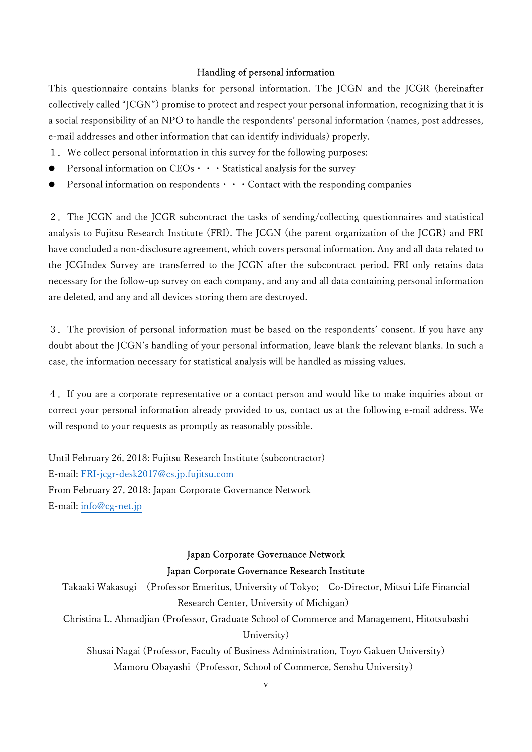## Handling of personal information

This questionnaire contains blanks for personal information. The JCGN and the JCGR (hereinafter collectively called "JCGN") promise to protect and respect your personal information, recognizing that it is a social responsibility of an NPO to handle the respondents' personal information (names, post addresses, e-mail addresses and other information that can identify individuals) properly.

1. We collect personal information in this survey for the following purposes:

- Personal information on CEOs・・・Statistical analysis for the survey
- Personal information on respondents・・・Contact with the responding companies

2. The JCGN and the JCGR subcontract the tasks of sending/collecting questionnaires and statistical analysis to Fujitsu Research Institute (FRI). The JCGN (the parent organization of the JCGR) and FRI have concluded a non-disclosure agreement, which covers personal information. Any and all data related to the JCGIndex Survey are transferred to the JCGN after the subcontract period. FRI only retains data necessary for the follow-up survey on each company, and any and all data containing personal information are deleted, and any and all devices storing them are destroyed.

3. The provision of personal information must be based on the respondents' consent. If you have any doubt about the JCGN's handling of your personal information, leave blank the relevant blanks. In such a case, the information necessary for statistical analysis will be handled as missing values.

4. If you are a corporate representative or a contact person and would like to make inquiries about or correct your personal information already provided to us, contact us at the following e-mail address. We will respond to your requests as promptly as reasonably possible.

Until February 26, 2018: Fujitsu Research Institute (subcontractor)
E-mail: FRI-jcgr-desk2017@cs.jp.fujitsu.com
From February 27, 2018: Japan Corporate Governance Network
E-mail: info@cg-net.jp

Japan Corporate Governance Network
Japan Corporate Governance Research Institute

Takaaki Wakasugi (Professor Emeritus, University of Tokyo; Co-Director, Mitsui Life Financial Research Center, University of Michigan)
Christina L. Ahmadjian (Professor, Graduate School of Commerce and Management, Hitotsubashi University)
Shusai Nagai (Professor, Faculty of Business Administration, Toyo Gakuen University)
Mamoru Obayashi (Professor, School of Commerce, Senshu University)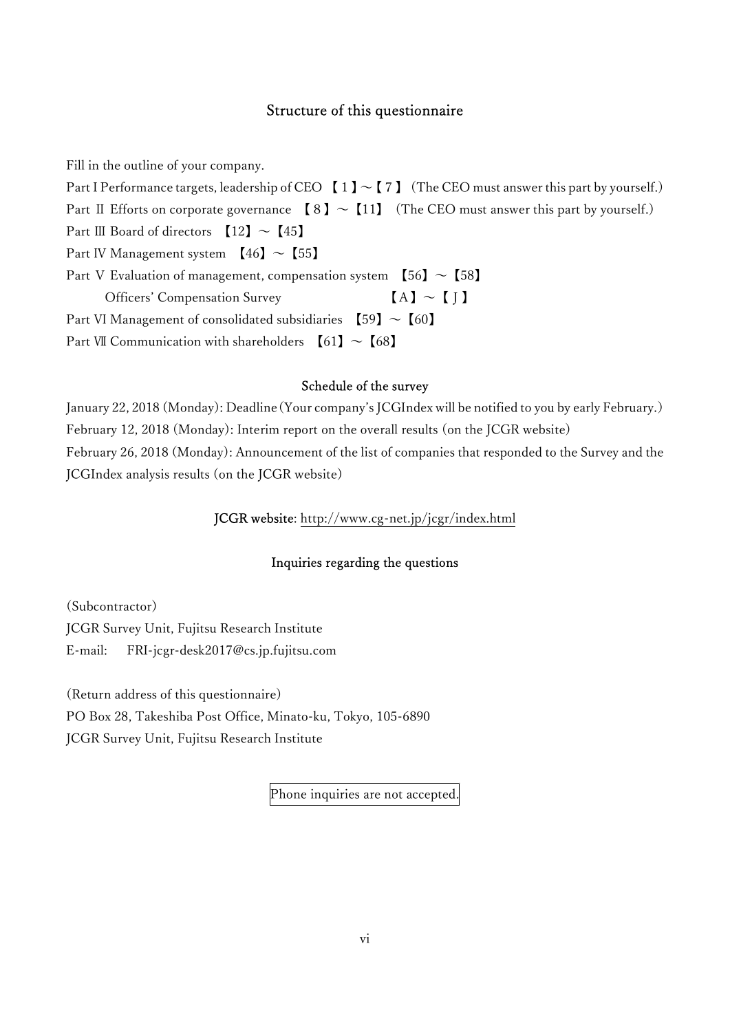## Structure of this questionnaire

Fill in the outline of your company.

Part I Performance targets, leadership of CEO 【 1 】～【 7 】 (The CEO must answer this part by yourself.)

Part Ⅱ Efforts on corporate governance 【 8 】～【11】 (The CEO must answer this part by yourself.)

Part Ⅲ Board of directors 【12】～【45】

Part Ⅳ Management system 【46】～【55】

Part Ⅴ Evaluation of management, compensation system 【56】～【58】

Officers' Compensation Survey 【A】～【 J 】

Part Ⅵ Management of consolidated subsidiaries 【59】～【60】

Part Ⅶ Communication with shareholders 【61】～【68】

### Schedule of the survey

January 22, 2018 (Monday): Deadline (Your company's JCGIndex will be notified to you by early February.)

February 12, 2018 (Monday): Interim report on the overall results (on the JCGR website)

February 26, 2018 (Monday): Announcement of the list of companies that responded to the Survey and the JCGIndex analysis results (on the JCGR website)

JCGR website: http://www.cg-net.jp/jcgr/index.html

### Inquiries regarding the questions

(Subcontractor)

JCGR Survey Unit, Fujitsu Research Institute

E-mail: FRI-jcgr-desk2017@cs.jp.fujitsu.com

(Return address of this questionnaire)

PO Box 28, Takeshiba Post Office, Minato-ku, Tokyo, 105-6890

JCGR Survey Unit, Fujitsu Research Institute

Phone inquiries are not accepted.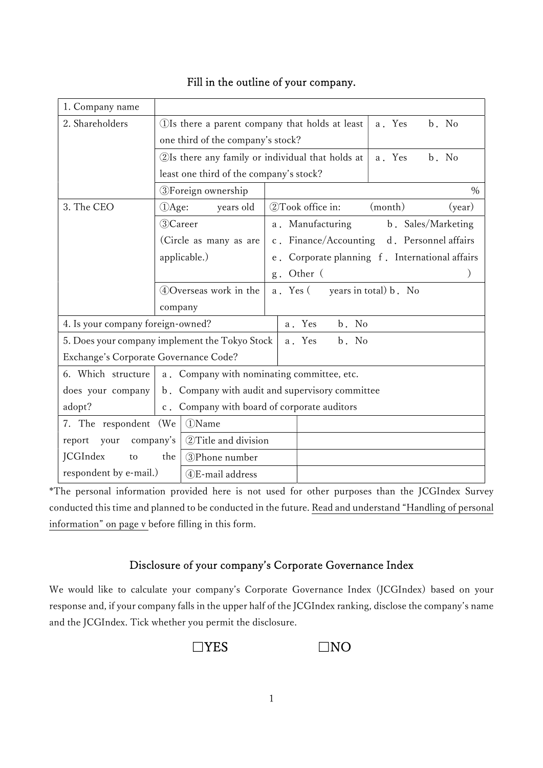## Fill in the outline of your company.

| | | |
|---|---|---|
| 1. Company name | | |
| 2. Shareholders | ①Is there a parent company that holds at least one third of the company's stock? | a．Yes　　b．No |
| | ②Is there any family or individual that holds at least one third of the company's stock? | a．Yes　　b．No |
| | ③Foreign ownership | % |
| 3. The CEO | ①Age:　　　years old | ②Took office in:　　　(month)　　　　(year) |
| | ③Career (Circle as many as are applicable.) | a．Manufacturing　b．Sales/Marketing　c．Finance/Accounting　d．Personnel affairs　e．Corporate planning　f．International affairs　g．Other（　　　　　　　　） |
| | ④Overseas work in the company | a．Yes (　　years in total) b．No |
| 4. Is your company foreign-owned? | | a．Yes　　b．No |
| 5. Does your company implement the Tokyo Stock Exchange's Corporate Governance Code? | | a．Yes　　b．No |
| 6. Which structure does your company adopt? | a．Company with nominating committee, etc.　b．Company with audit and supervisory committee　c．Company with board of corporate auditors | |
| 7. The respondent (We report your company's JCGIndex to the respondent by e-mail.) | ①Name | |
| | ②Title and division | |
| | ③Phone number | |
| | ④E-mail address | |

*The personal information provided here is not used for other purposes than the JCGIndex Survey conducted this time and planned to be conducted in the future. Read and understand "Handling of personal information" on page v before filling in this form.

## Disclosure of your company's Corporate Governance Index

We would like to calculate your company's Corporate Governance Index (JCGIndex) based on your response and, if your company falls in the upper half of the JCGIndex ranking, disclose the company's name and the JCGIndex. Tick whether you permit the disclosure.

☐YES　　　　　　☐NO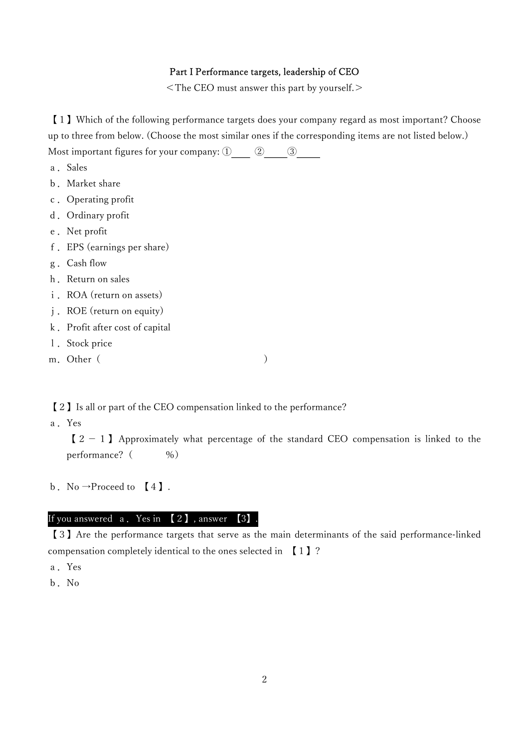## Part I Performance targets, leadership of CEO

＜The CEO must answer this part by yourself.＞

【１】Which of the following performance targets does your company regard as most important? Choose up to three from below. (Choose the most similar ones if the corresponding items are not listed below.)

Most important figures for your company: ①\_\_\_\_ ②\_\_\_\_③\_\_\_\_

ａ．Sales
ｂ．Market share
ｃ．Operating profit
ｄ．Ordinary profit
ｅ．Net profit
ｆ．EPS (earnings per share)
ｇ．Cash flow
ｈ．Return on sales
ｉ．ROA (return on assets)
ｊ．ROE (return on equity)
ｋ．Profit after cost of capital
ｌ．Stock price
ｍ．Other（　　　　　　　　　　　　　　）

【２】Is all or part of the CEO compensation linked to the performance?

ａ．Yes

【２－１】Approximately what percentage of the standard CEO compensation is linked to the performance?（　　　　%）

ｂ．No →Proceed to 【４】.

**If you answered ａ．Yes in 【２】, answer 【3】.**

【３】Are the performance targets that serve as the main determinants of the said performance-linked compensation completely identical to the ones selected in 【１】?

ａ．Yes
ｂ．No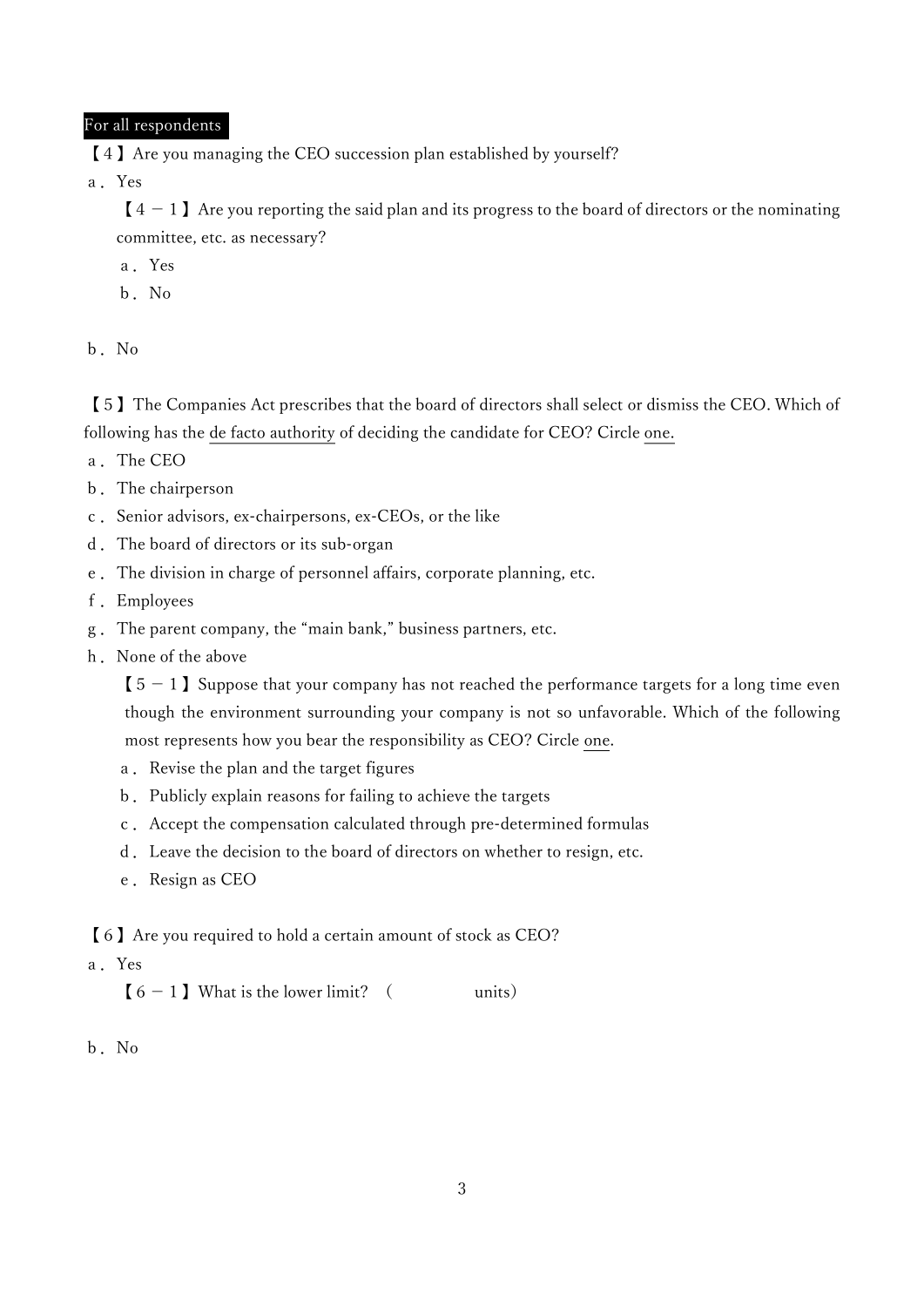**For all respondents**

【４】Are you managing the CEO succession plan established by yourself?

a．Yes

【４－１】Are you reporting the said plan and its progress to the board of directors or the nominating committee, etc. as necessary?

a．Yes

b．No

b．No

【５】The Companies Act prescribes that the board of directors shall select or dismiss the CEO. Which of following has the de facto authority of deciding the candidate for CEO? Circle one.

a．The CEO

b．The chairperson

c．Senior advisors, ex-chairpersons, ex-CEOs, or the like

d．The board of directors or its sub-organ

e．The division in charge of personnel affairs, corporate planning, etc.

f．Employees

g．The parent company, the "main bank," business partners, etc.

h．None of the above

【５－１】Suppose that your company has not reached the performance targets for a long time even though the environment surrounding your company is not so unfavorable. Which of the following most represents how you bear the responsibility as CEO? Circle one.

a．Revise the plan and the target figures

b．Publicly explain reasons for failing to achieve the targets

c．Accept the compensation calculated through pre-determined formulas

d．Leave the decision to the board of directors on whether to resign, etc.

e．Resign as CEO

【６】Are you required to hold a certain amount of stock as CEO?

a．Yes

【６－１】What is the lower limit?　（　　　　　　units）

b．No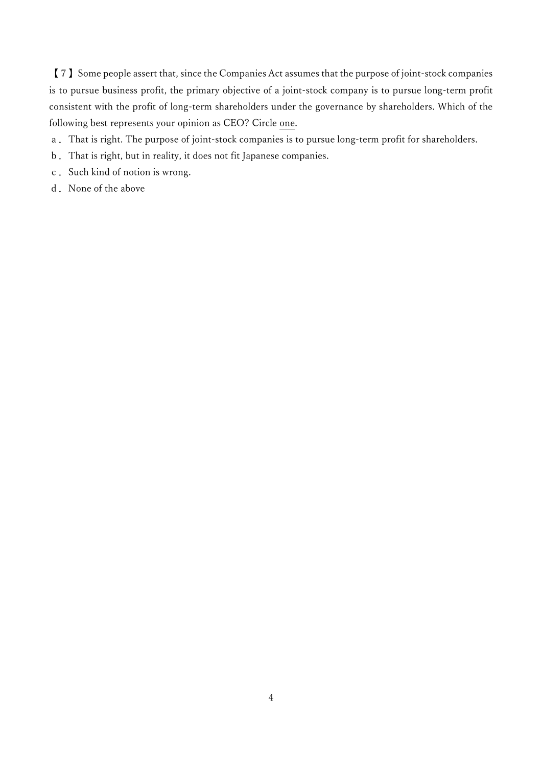【7】Some people assert that, since the Companies Act assumes that the purpose of joint-stock companies is to pursue business profit, the primary objective of a joint-stock company is to pursue long-term profit consistent with the profit of long-term shareholders under the governance by shareholders. Which of the following best represents your opinion as CEO? Circle one.

a． That is right. The purpose of joint-stock companies is to pursue long-term profit for shareholders.

b． That is right, but in reality, it does not fit Japanese companies.

c． Such kind of notion is wrong.

d． None of the above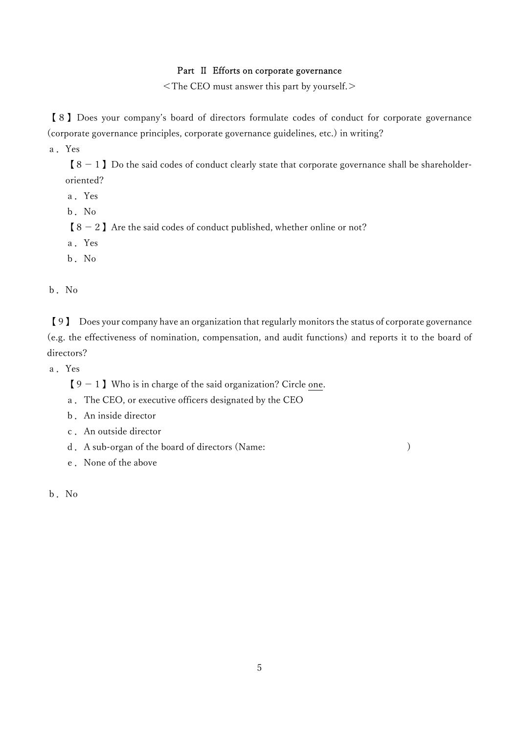## Part Ⅱ Efforts on corporate governance

<The CEO must answer this part by yourself.>

【８】Does your company's board of directors formulate codes of conduct for corporate governance (corporate governance principles, corporate governance guidelines, etc.) in writing?

ａ．Yes

【８－１】Do the said codes of conduct clearly state that corporate governance shall be shareholder-oriented?

ａ．Yes

ｂ．No

【８－２】Are the said codes of conduct published, whether online or not?

ａ．Yes

ｂ．No

ｂ．No

【９】 Does your company have an organization that regularly monitors the status of corporate governance (e.g. the effectiveness of nomination, compensation, and audit functions) and reports it to the board of directors?

ａ．Yes

【９－１】Who is in charge of the said organization? Circle one.

ａ．The CEO, or executive officers designated by the CEO

ｂ．An inside director

ｃ．An outside director

ｄ．A sub-organ of the board of directors (Name: 　　　　　　　　　　　　　　)

ｅ．None of the above

ｂ．No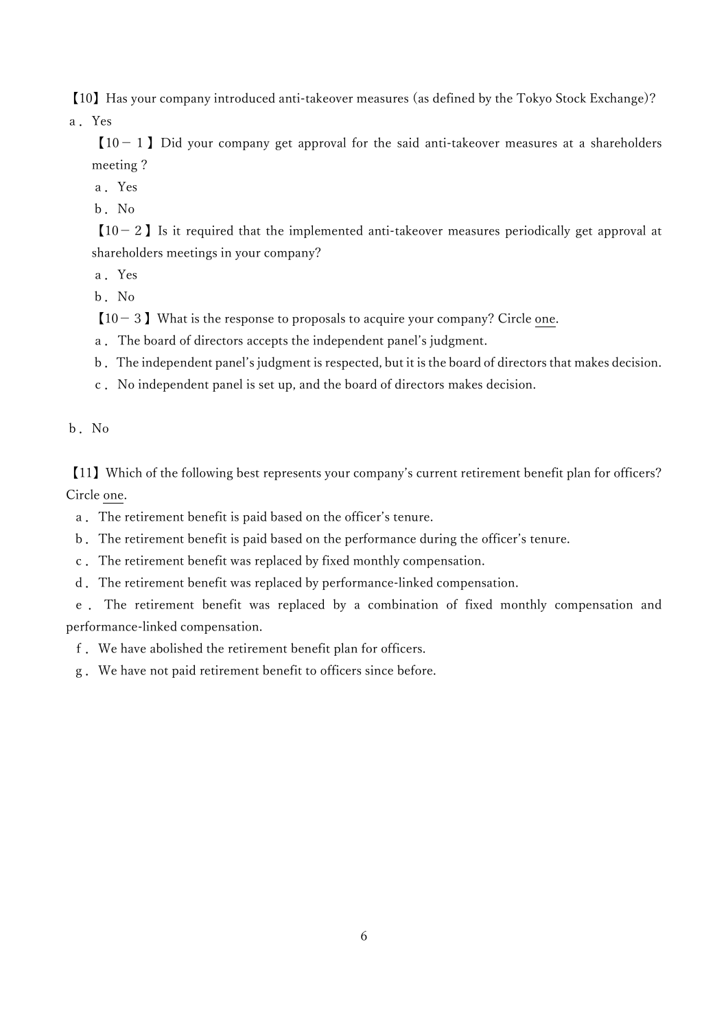【10】Has your company introduced anti-takeover measures (as defined by the Tokyo Stock Exchange)?

a．Yes

【10－1】Did your company get approval for the said anti-takeover measures at a shareholders meeting？

a．Yes

b．No

【10－2】Is it required that the implemented anti-takeover measures periodically get approval at shareholders meetings in your company?

a．Yes

b．No

【10－3】What is the response to proposals to acquire your company? Circle one.

a．The board of directors accepts the independent panel's judgment.

b．The independent panel's judgment is respected, but it is the board of directors that makes decision.

c．No independent panel is set up, and the board of directors makes decision.

b．No

【11】Which of the following best represents your company's current retirement benefit plan for officers? Circle one.

a．The retirement benefit is paid based on the officer's tenure.

b．The retirement benefit is paid based on the performance during the officer's tenure.

c．The retirement benefit was replaced by fixed monthly compensation.

d．The retirement benefit was replaced by performance-linked compensation.

e．The retirement benefit was replaced by a combination of fixed monthly compensation and performance-linked compensation.

f．We have abolished the retirement benefit plan for officers.

g．We have not paid retirement benefit to officers since before.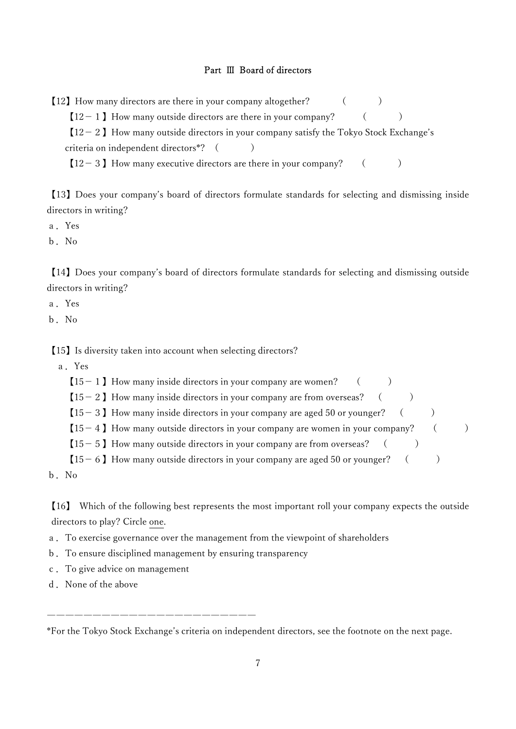## Part Ⅲ Board of directors

【12】How many directors are there in your company altogether?　　(　　　)

【12－１】How many outside directors are there in your company?　　(　　　)

【12－２】How many outside directors in your company satisfy the Tokyo Stock Exchange's criteria on independent directors*?　(　　　)

【12－３】How many executive directors are there in your company?　　(　　　)

【13】Does your company's board of directors formulate standards for selecting and dismissing inside directors in writing?

ａ．Yes

ｂ．No

【14】Does your company's board of directors formulate standards for selecting and dismissing outside directors in writing?

ａ．Yes

ｂ．No

【15】Is diversity taken into account when selecting directors?

ａ．Yes

【15－１】How many inside directors in your company are women?　　(　　　)

【15－２】How many inside directors in your company are from overseas?　　(　　　)

【15－３】How many inside directors in your company are aged 50 or younger?　　(　　　)

【15－４】How many outside directors in your company are women in your company?　　(　　　)

【15－５】How many outside directors in your company are from overseas?　　(　　　)

【15－６】How many outside directors in your company are aged 50 or younger?　　(　　　)

ｂ．No

【16】 Which of the following best represents the most important roll your company expects the outside directors to play? Circle one.

ａ．To exercise governance over the management from the viewpoint of shareholders

ｂ．To ensure disciplined management by ensuring transparency

ｃ．To give advice on management

ｄ．None of the above

---

*For the Tokyo Stock Exchange's criteria on independent directors, see the footnote on the next page.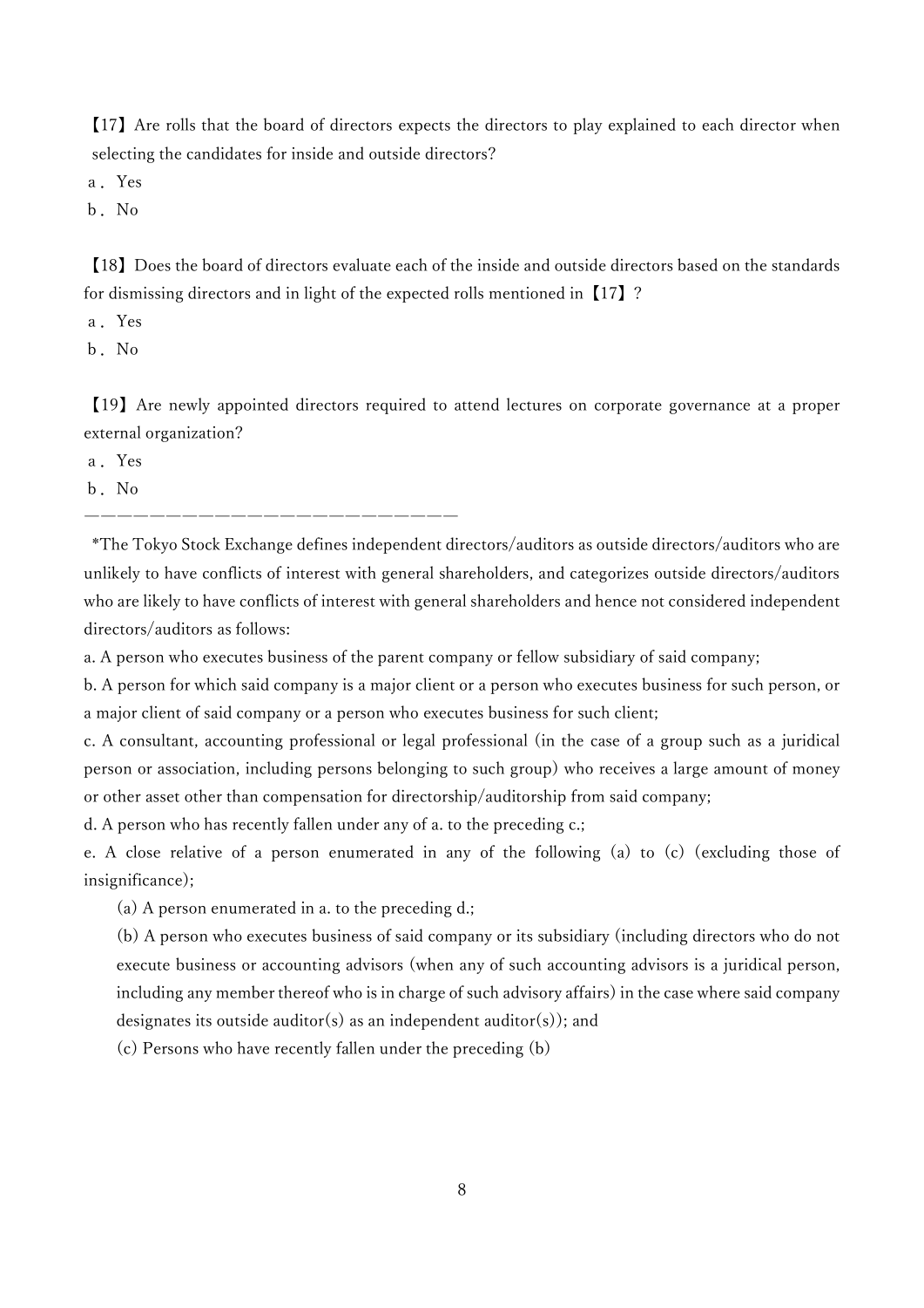【17】Are rolls that the board of directors expects the directors to play explained to each director when selecting the candidates for inside and outside directors?

a．Yes

b．No

【18】Does the board of directors evaluate each of the inside and outside directors based on the standards for dismissing directors and in light of the expected rolls mentioned in【17】?

a．Yes

b．No

【19】Are newly appointed directors required to attend lectures on corporate governance at a proper external organization?

a．Yes

b．No

―――――――――――――――――――――――――――

*The Tokyo Stock Exchange defines independent directors/auditors as outside directors/auditors who are unlikely to have conflicts of interest with general shareholders, and categorizes outside directors/auditors who are likely to have conflicts of interest with general shareholders and hence not considered independent directors/auditors as follows:

a. A person who executes business of the parent company or fellow subsidiary of said company;

b. A person for which said company is a major client or a person who executes business for such person, or a major client of said company or a person who executes business for such client;

c. A consultant, accounting professional or legal professional (in the case of a group such as a juridical person or association, including persons belonging to such group) who receives a large amount of money or other asset other than compensation for directorship/auditorship from said company;

d. A person who has recently fallen under any of a. to the preceding c.;

e. A close relative of a person enumerated in any of the following (a) to (c) (excluding those of insignificance);

(a) A person enumerated in a. to the preceding d.;

(b) A person who executes business of said company or its subsidiary (including directors who do not execute business or accounting advisors (when any of such accounting advisors is a juridical person, including any member thereof who is in charge of such advisory affairs) in the case where said company designates its outside auditor(s) as an independent auditor(s)); and

(c) Persons who have recently fallen under the preceding (b)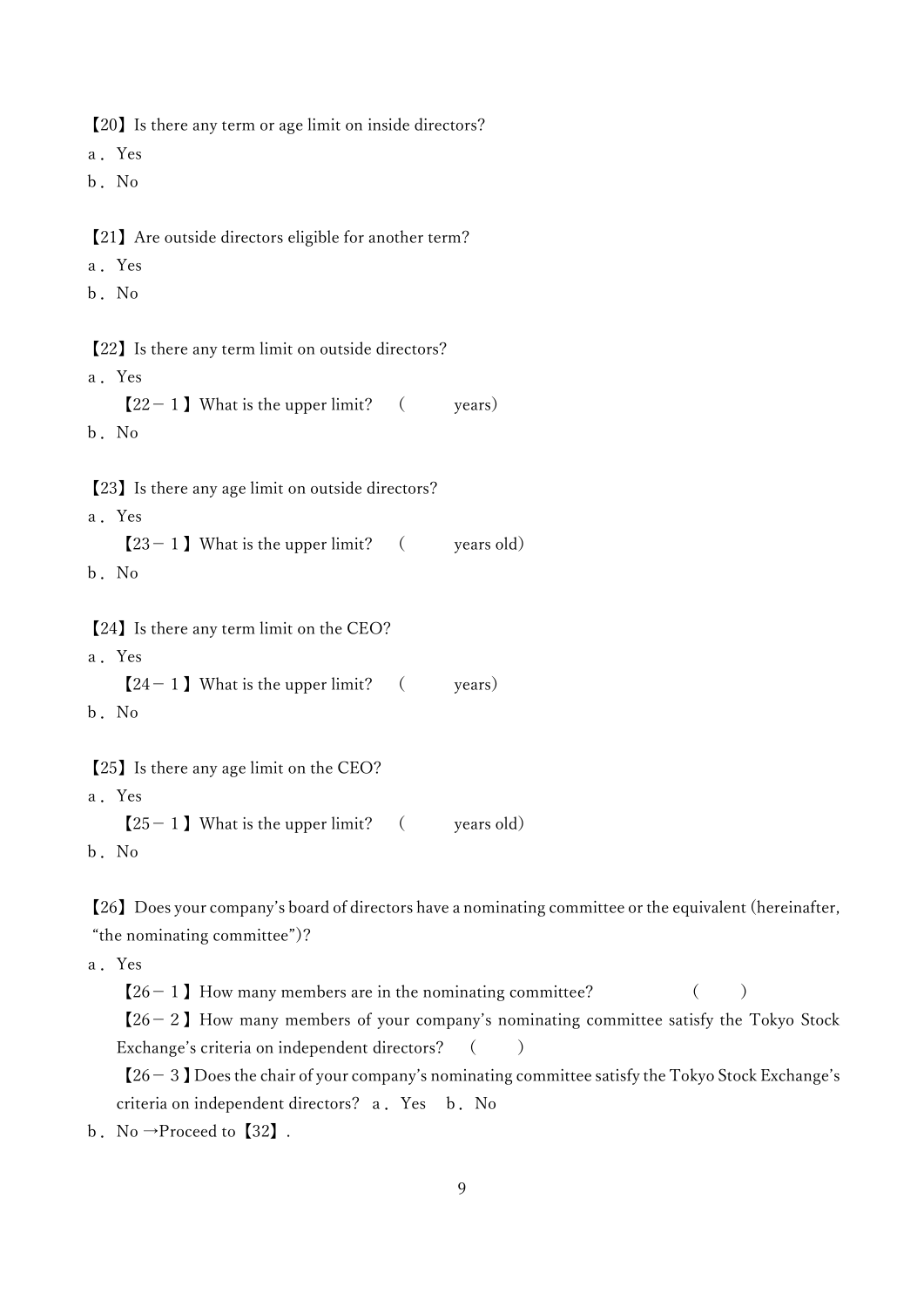【20】Is there any term or age limit on inside directors?

a．Yes

b．No

【21】Are outside directors eligible for another term?

a．Yes

b．No

【22】Is there any term limit on outside directors?

a．Yes

　【22－１】What is the upper limit?　（　　　years）

b．No

【23】Is there any age limit on outside directors?

a．Yes

　【23－１】What is the upper limit?　（　　　years old）

b．No

【24】Is there any term limit on the CEO?

a．Yes

　【24－１】What is the upper limit?　（　　　years）

b．No

【25】Is there any age limit on the CEO?

a．Yes

　【25－１】What is the upper limit?　（　　　years old）

b．No

【26】Does your company's board of directors have a nominating committee or the equivalent (hereinafter, "the nominating committee")?

a．Yes

　【26－１】How many members are in the nominating committee?　（　　）

　【26－２】How many members of your company's nominating committee satisfy the Tokyo Stock Exchange's criteria on independent directors?　（　　）

　【26－３】Does the chair of your company's nominating committee satisfy the Tokyo Stock Exchange's criteria on independent directors?　a．Yes　b．No

b．No →Proceed to【32】.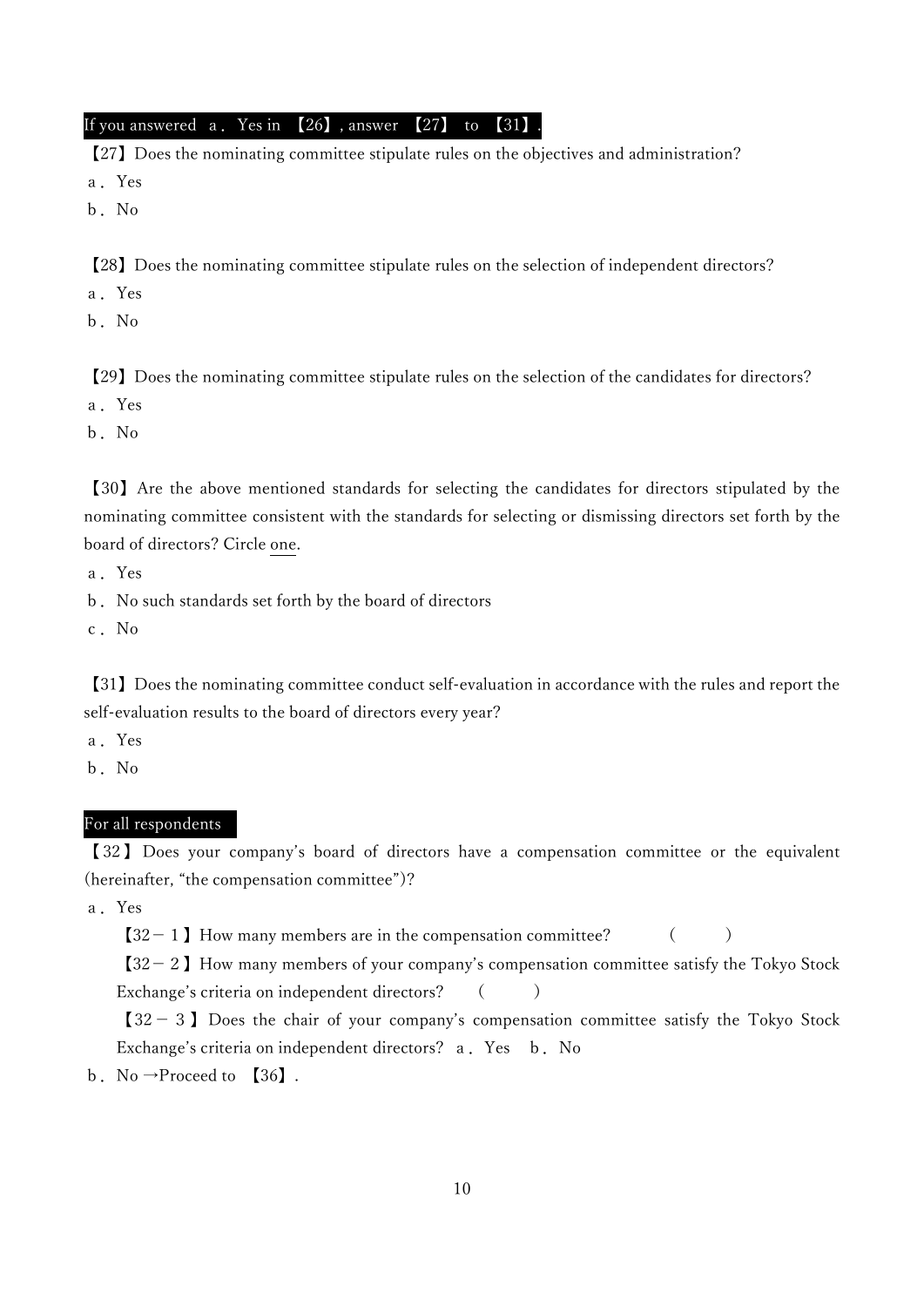**If you answered a. Yes in 【26】, answer 【27】 to 【31】.**

【27】Does the nominating committee stipulate rules on the objectives and administration?

a. Yes

b. No

【28】Does the nominating committee stipulate rules on the selection of independent directors?

a. Yes

b. No

【29】Does the nominating committee stipulate rules on the selection of the candidates for directors?

a. Yes

b. No

【30】Are the above mentioned standards for selecting the candidates for directors stipulated by the nominating committee consistent with the standards for selecting or dismissing directors set forth by the board of directors? Circle one.

a. Yes

b. No such standards set forth by the board of directors

c. No

【31】Does the nominating committee conduct self-evaluation in accordance with the rules and report the self-evaluation results to the board of directors every year?

a. Yes

b. No

**For all respondents**

【32】Does your company's board of directors have a compensation committee or the equivalent (hereinafter, "the compensation committee")?

a. Yes

　【32－1】How many members are in the compensation committee?　(　　　)

　【32－2】How many members of your company's compensation committee satisfy the Tokyo Stock Exchange's criteria on independent directors?　(　　　)

　【32－3】Does the chair of your company's compensation committee satisfy the Tokyo Stock Exchange's criteria on independent directors?　a. Yes　b. No

b. No →Proceed to 【36】.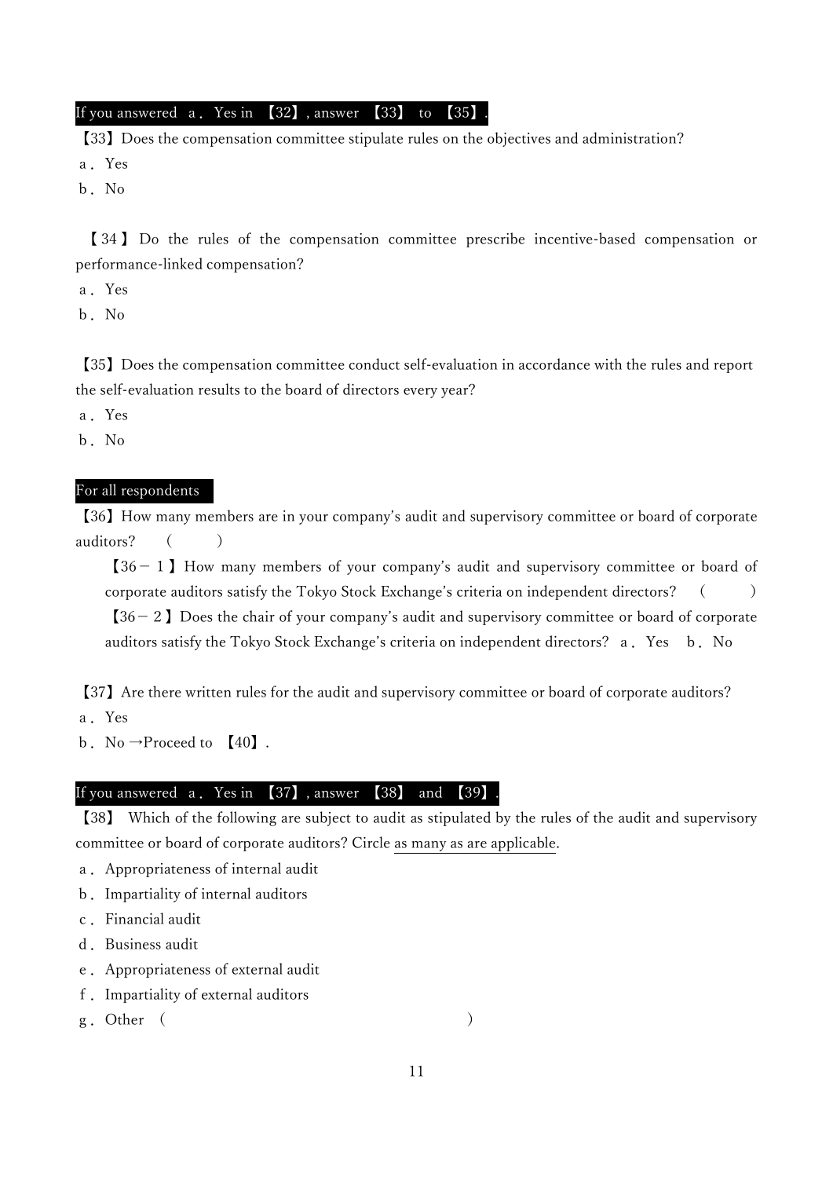**If you answered a． Yes in 【32】, answer 【33】 to 【35】.**

【33】Does the compensation committee stipulate rules on the objectives and administration?

a． Yes

b． No

【34】Do the rules of the compensation committee prescribe incentive-based compensation or performance-linked compensation?

a． Yes

b． No

【35】Does the compensation committee conduct self-evaluation in accordance with the rules and report the self-evaluation results to the board of directors every year?

a． Yes

b． No

**For all respondents**

【36】How many members are in your company's audit and supervisory committee or board of corporate auditors?　(　　　)

【36－１】How many members of your company's audit and supervisory committee or board of corporate auditors satisfy the Tokyo Stock Exchange's criteria on independent directors?　(　　　)

【36－２】Does the chair of your company's audit and supervisory committee or board of corporate auditors satisfy the Tokyo Stock Exchange's criteria on independent directors?　a． Yes　b． No

【37】Are there written rules for the audit and supervisory committee or board of corporate auditors?

a． Yes

b． No →Proceed to 【40】.

**If you answered a． Yes in 【37】, answer 【38】 and 【39】.**

【38】 Which of the following are subject to audit as stipulated by the rules of the audit and supervisory committee or board of corporate auditors? Circle as many as are applicable.

a． Appropriateness of internal audit

b． Impartiality of internal auditors

c． Financial audit

d． Business audit

e． Appropriateness of external audit

f． Impartiality of external auditors

g． Other　(　　　　　　　　　　　　　　　　　　)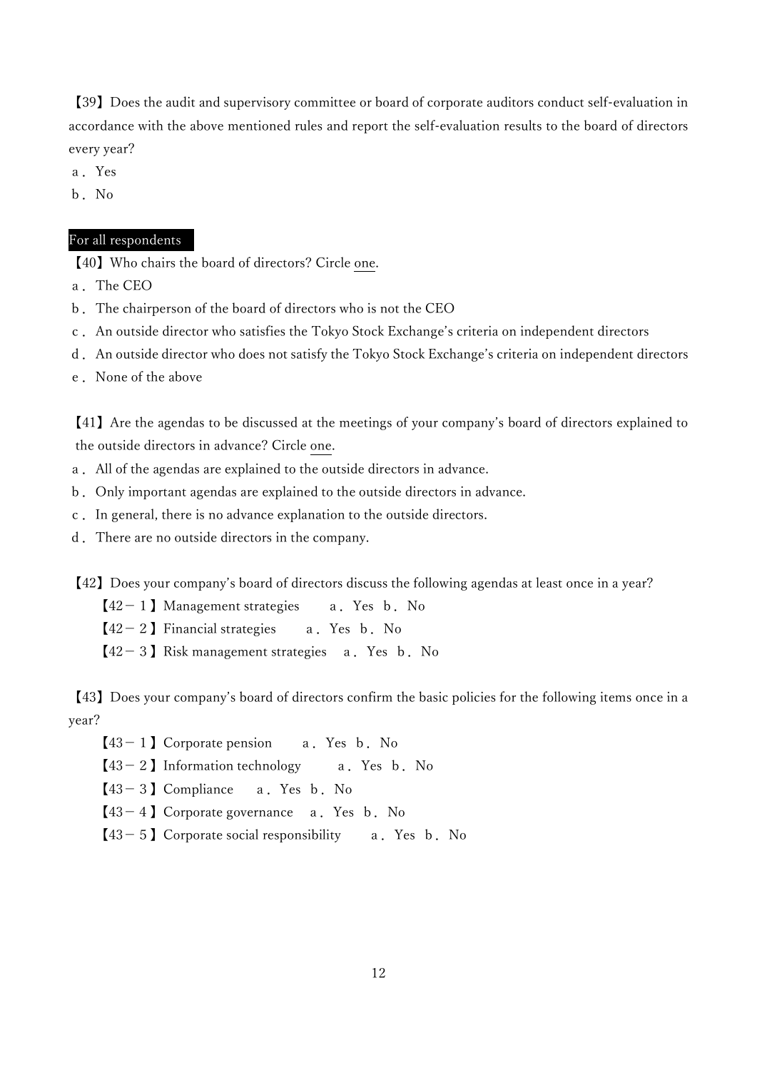【39】Does the audit and supervisory committee or board of corporate auditors conduct self-evaluation in accordance with the above mentioned rules and report the self-evaluation results to the board of directors every year?

a．Yes

b．No

**For all respondents**

【40】Who chairs the board of directors? Circle one.

a．The CEO

b．The chairperson of the board of directors who is not the CEO

c．An outside director who satisfies the Tokyo Stock Exchange's criteria on independent directors

d．An outside director who does not satisfy the Tokyo Stock Exchange's criteria on independent directors

e．None of the above

【41】Are the agendas to be discussed at the meetings of your company's board of directors explained to the outside directors in advance? Circle one.

a．All of the agendas are explained to the outside directors in advance.

b．Only important agendas are explained to the outside directors in advance.

c．In general, there is no advance explanation to the outside directors.

d．There are no outside directors in the company.

【42】Does your company's board of directors discuss the following agendas at least once in a year?

【42－1】Management strategies　a．Yes　b．No

【42－2】Financial strategies　a．Yes　b．No

【42－3】Risk management strategies　a．Yes　b．No

【43】Does your company's board of directors confirm the basic policies for the following items once in a year?

【43－1】Corporate pension　a．Yes　b．No

【43－2】Information technology　a．Yes　b．No

【43－3】Compliance　a．Yes　b．No

【43－4】Corporate governance　a．Yes　b．No

【43－5】Corporate social responsibility　a．Yes　b．No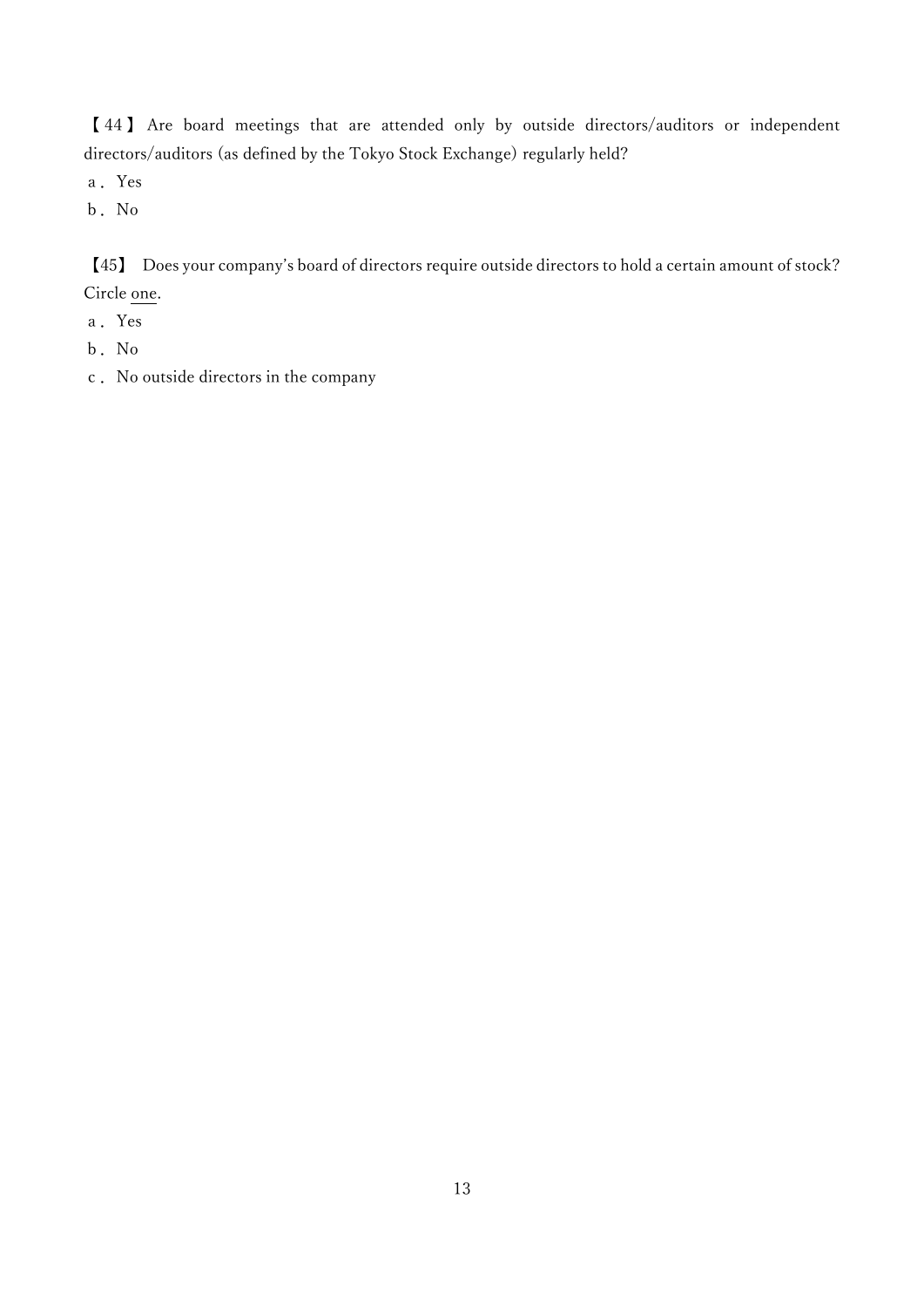【44】 Are board meetings that are attended only by outside directors/auditors or independent directors/auditors (as defined by the Tokyo Stock Exchange) regularly held?

a． Yes

b． No

【45】 Does your company's board of directors require outside directors to hold a certain amount of stock? Circle one.

a． Yes

b． No

c． No outside directors in the company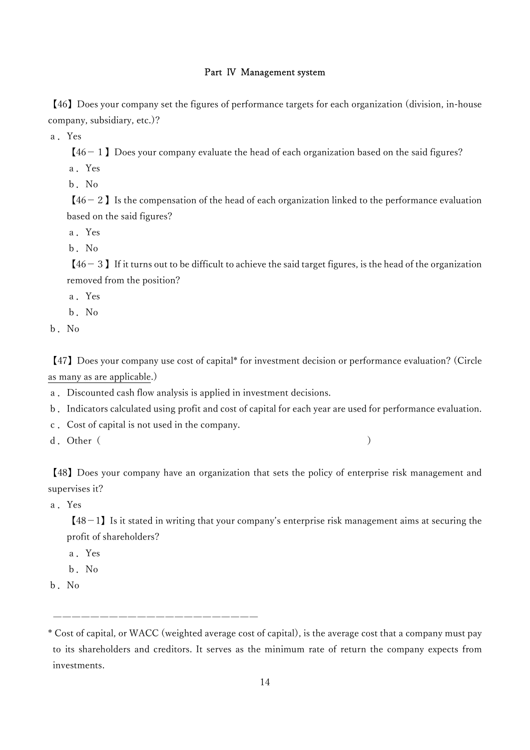## Part Ⅳ Management system

【46】Does your company set the figures of performance targets for each organization (division, in-house company, subsidiary, etc.)?

a． Yes

　　【46－1】Does your company evaluate the head of each organization based on the said figures?

　　a． Yes

　　b． No

　　【46－2】Is the compensation of the head of each organization linked to the performance evaluation based on the said figures?

　　a． Yes

　　b． No

　　【46－3】If it turns out to be difficult to achieve the said target figures, is the head of the organization removed from the position?

　　a． Yes

　　b． No

b． No

【47】Does your company use cost of capital* for investment decision or performance evaluation? (Circle <u>as many as are applicable</u>.)

a． Discounted cash flow analysis is applied in investment decisions.

b． Indicators calculated using profit and cost of capital for each year are used for performance evaluation.

c． Cost of capital is not used in the company.

d． Other（　　　　　　　　　　　　　　　　　　　　）

【48】Does your company have an organization that sets the policy of enterprise risk management and supervises it?

a． Yes

　　【48－1】Is it stated in writing that your company's enterprise risk management aims at securing the profit of shareholders?

　　a． Yes

　　b． No

b． No

---

* Cost of capital, or WACC (weighted average cost of capital), is the average cost that a company must pay to its shareholders and creditors. It serves as the minimum rate of return the company expects from investments.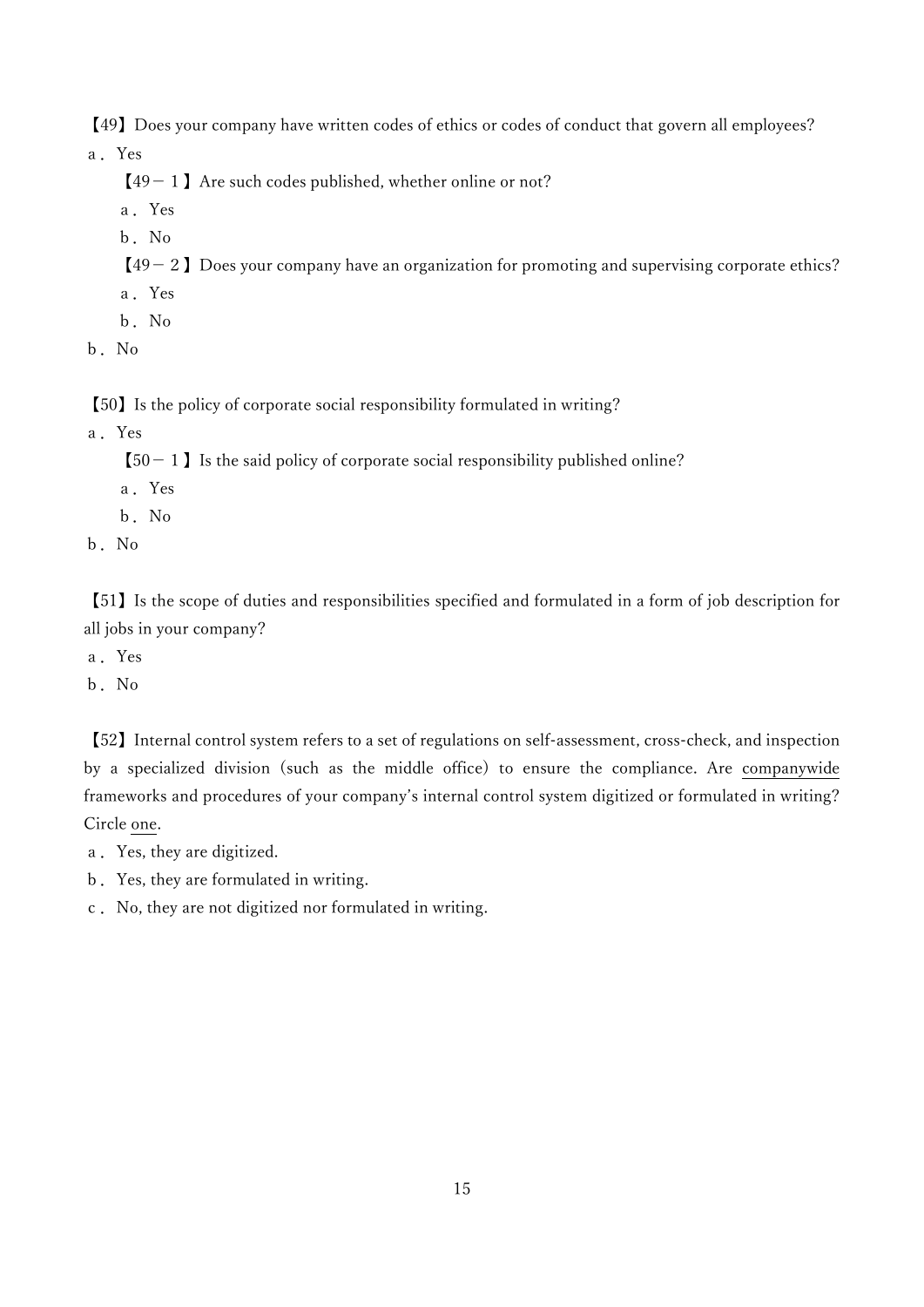【49】Does your company have written codes of ethics or codes of conduct that govern all employees?

a．Yes

  【49－１】Are such codes published, whether online or not?

  a．Yes

  b．No

  【49－２】Does your company have an organization for promoting and supervising corporate ethics?

  a．Yes

  b．No

b．No

【50】Is the policy of corporate social responsibility formulated in writing?

a．Yes

  【50－１】Is the said policy of corporate social responsibility published online?

  a．Yes

  b．No

b．No

【51】Is the scope of duties and responsibilities specified and formulated in a form of job description for all jobs in your company?

a．Yes

b．No

【52】Internal control system refers to a set of regulations on self-assessment, cross-check, and inspection by a specialized division (such as the middle office) to ensure the compliance. Are <u>companywide</u> frameworks and procedures of your company's internal control system digitized or formulated in writing? Circle <u>one</u>.

a．Yes, they are digitized.

b．Yes, they are formulated in writing.

c．No, they are not digitized nor formulated in writing.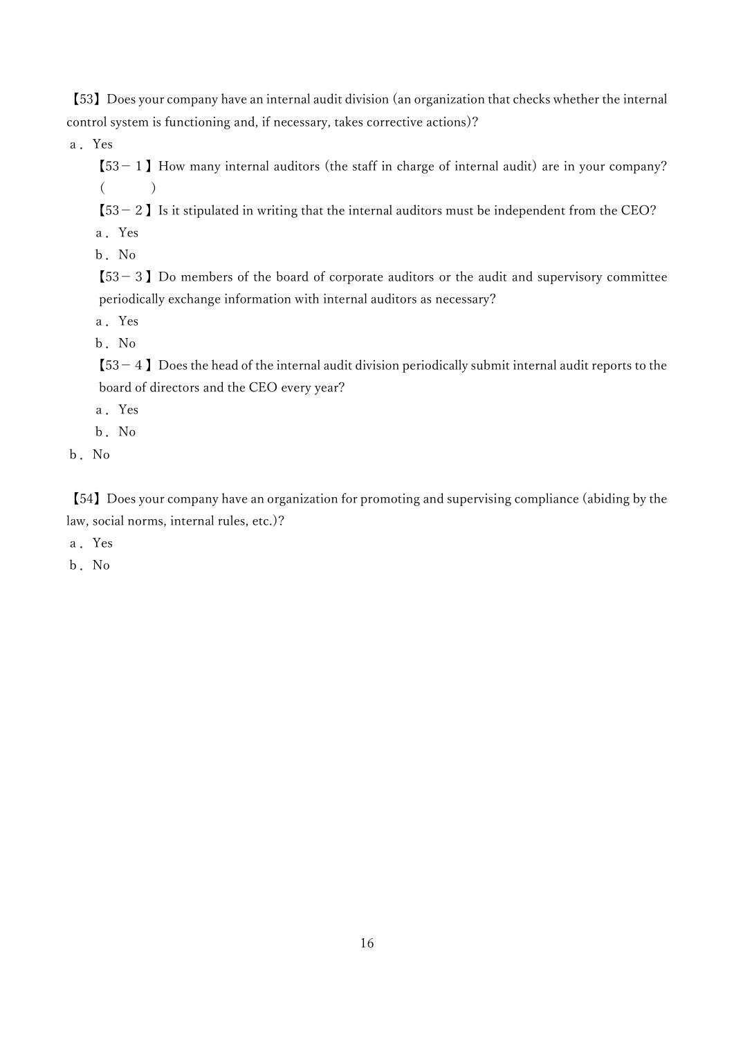【53】Does your company have an internal audit division (an organization that checks whether the internal control system is functioning and, if necessary, takes corrective actions)?

a． Yes

　【53－１】How many internal auditors (the staff in charge of internal audit) are in your company?
　(　　　　)

　【53－２】Is it stipulated in writing that the internal auditors must be independent from the CEO?

　a． Yes

　b． No

　【53－３】Do members of the board of corporate auditors or the audit and supervisory committee periodically exchange information with internal auditors as necessary?

　a． Yes

　b． No

　【53－４】Does the head of the internal audit division periodically submit internal audit reports to the board of directors and the CEO every year?

　a． Yes

　b． No

b． No

【54】Does your company have an organization for promoting and supervising compliance (abiding by the law, social norms, internal rules, etc.)?

a． Yes

b． No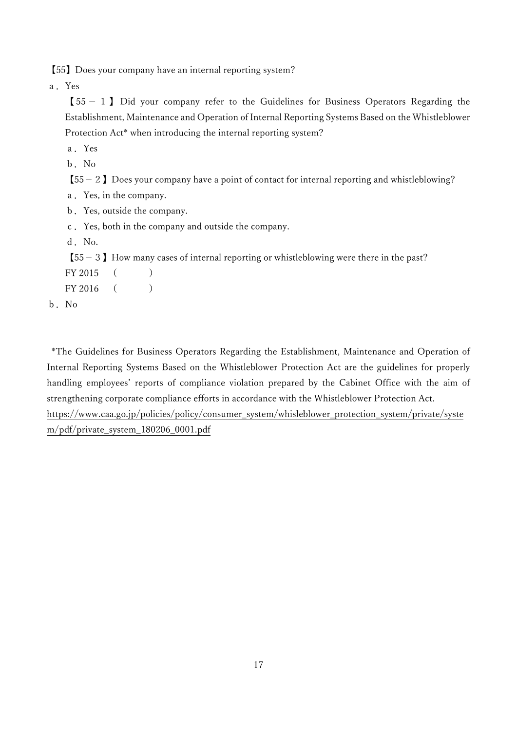【55】Does your company have an internal reporting system?

a．Yes

【55－1】Did your company refer to the Guidelines for Business Operators Regarding the Establishment, Maintenance and Operation of Internal Reporting Systems Based on the Whistleblower Protection Act* when introducing the internal reporting system?

a．Yes

b．No

【55－2】Does your company have a point of contact for internal reporting and whistleblowing?

a．Yes, in the company.

b．Yes, outside the company.

c．Yes, both in the company and outside the company.

d．No.

【55－3】How many cases of internal reporting or whistleblowing were there in the past?

FY 2015　(　　　)

FY 2016　(　　　)

b．No

*The Guidelines for Business Operators Regarding the Establishment, Maintenance and Operation of Internal Reporting Systems Based on the Whistleblower Protection Act are the guidelines for properly handling employees' reports of compliance violation prepared by the Cabinet Office with the aim of strengthening corporate compliance efforts in accordance with the Whistleblower Protection Act.
https://www.caa.go.jp/policies/policy/consumer_system/whisleblower_protection_system/private/system/pdf/private_system_180206_0001.pdf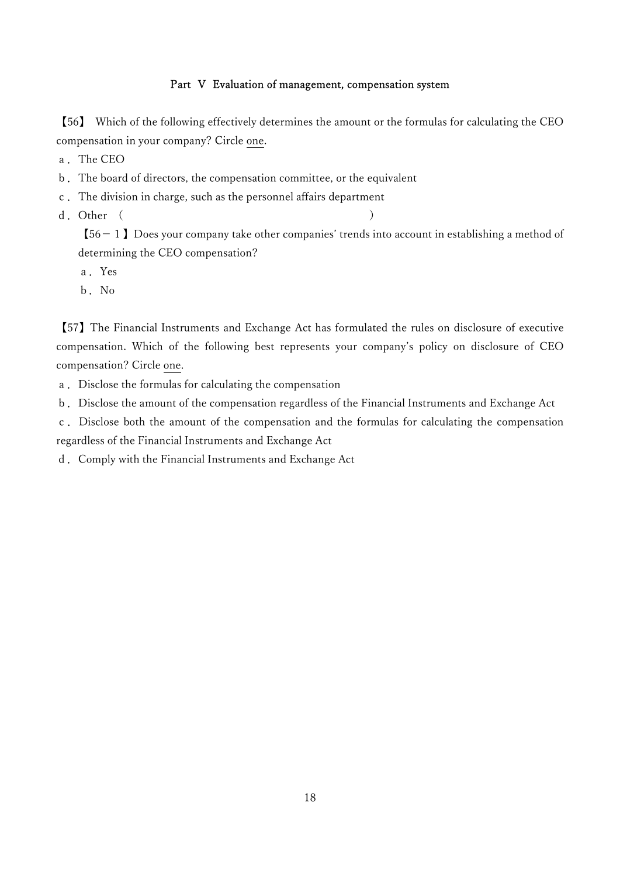## Part V Evaluation of management, compensation system

【56】 Which of the following effectively determines the amount or the formulas for calculating the CEO compensation in your company? Circle one.

a． The CEO

b． The board of directors, the compensation committee, or the equivalent

c． The division in charge, such as the personnel affairs department

d． Other （ ）

【56－１】Does your company take other companies' trends into account in establishing a method of determining the CEO compensation?

a． Yes

b． No

【57】The Financial Instruments and Exchange Act has formulated the rules on disclosure of executive compensation. Which of the following best represents your company's policy on disclosure of CEO compensation? Circle one.

a． Disclose the formulas for calculating the compensation

b． Disclose the amount of the compensation regardless of the Financial Instruments and Exchange Act

c． Disclose both the amount of the compensation and the formulas for calculating the compensation regardless of the Financial Instruments and Exchange Act

d． Comply with the Financial Instruments and Exchange Act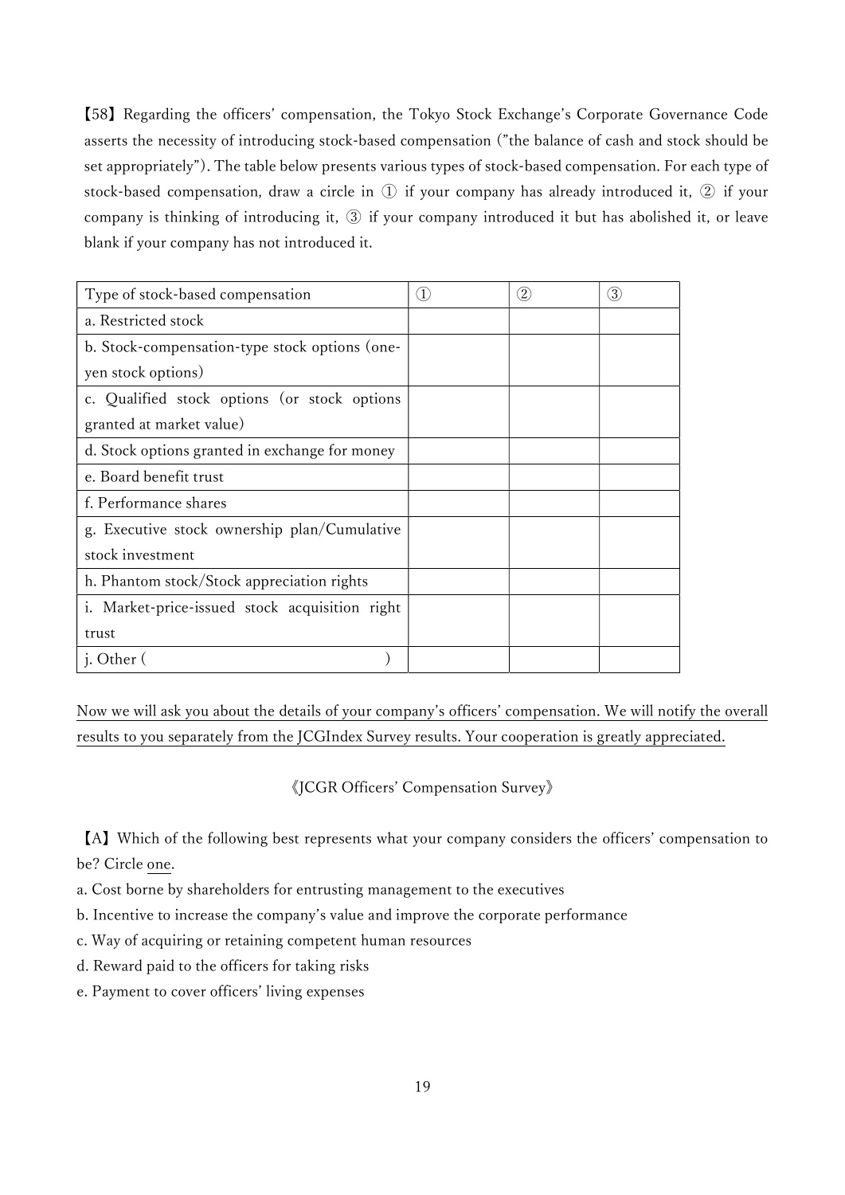【58】Regarding the officers' compensation, the Tokyo Stock Exchange's Corporate Governance Code asserts the necessity of introducing stock-based compensation ("the balance of cash and stock should be set appropriately"). The table below presents various types of stock-based compensation. For each type of stock-based compensation, draw a circle in ① if your company has already introduced it, ② if your company is thinking of introducing it, ③ if your company introduced it but has abolished it, or leave blank if your company has not introduced it.

| Type of stock-based compensation | ① | ② | ③ |
|---|---|---|---|
| a. Restricted stock | | | |
| b. Stock-compensation-type stock options (one-yen stock options) | | | |
| c. Qualified stock options (or stock options granted at market value) | | | |
| d. Stock options granted in exchange for money | | | |
| e. Board benefit trust | | | |
| f. Performance shares | | | |
| g. Executive stock ownership plan/Cumulative stock investment | | | |
| h. Phantom stock/Stock appreciation rights | | | |
| i. Market-price-issued stock acquisition right trust | | | |
| j. Other (                                   ) | | | |

<u>Now we will ask you about the details of your company's officers' compensation. We will notify the overall results to you separately from the JCGIndex Survey results. Your cooperation is greatly appreciated.</u>

《JCGR Officers' Compensation Survey》

【A】Which of the following best represents what your company considers the officers' compensation to be? Circle <u>one</u>.

a. Cost borne by shareholders for entrusting management to the executives
b. Incentive to increase the company's value and improve the corporate performance
c. Way of acquiring or retaining competent human resources
d. Reward paid to the officers for taking risks
e. Payment to cover officers' living expenses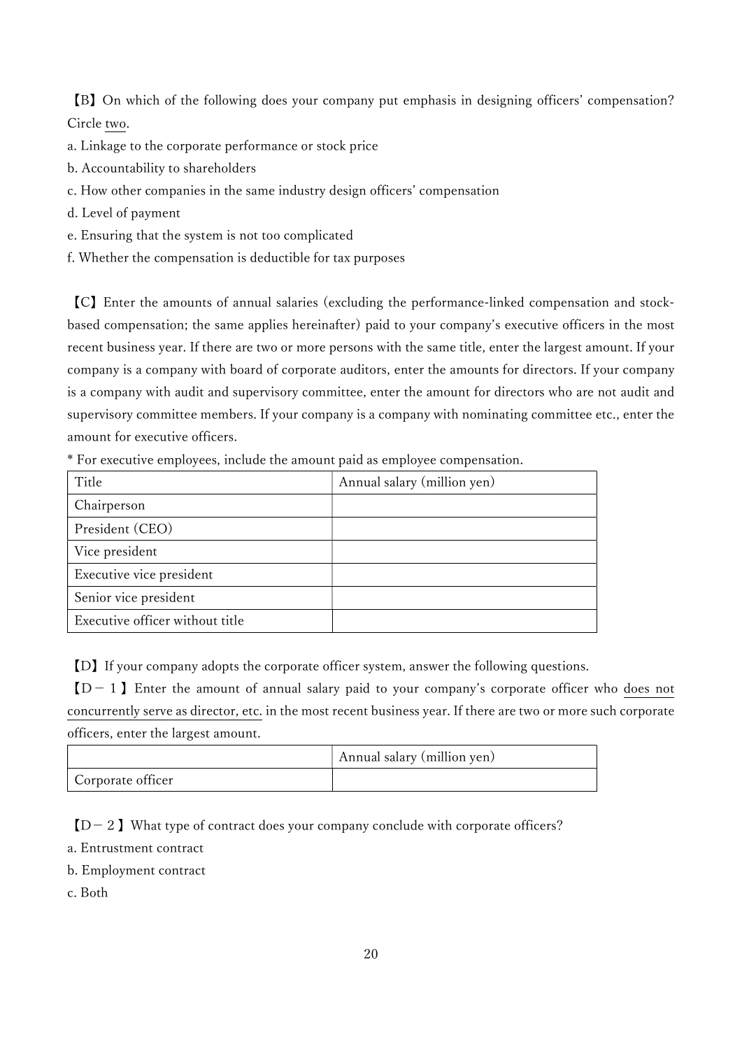【B】On which of the following does your company put emphasis in designing officers' compensation? Circle two.

a. Linkage to the corporate performance or stock price

b. Accountability to shareholders

c. How other companies in the same industry design officers' compensation

d. Level of payment

e. Ensuring that the system is not too complicated

f. Whether the compensation is deductible for tax purposes

【C】Enter the amounts of annual salaries (excluding the performance-linked compensation and stock-based compensation; the same applies hereinafter) paid to your company's executive officers in the most recent business year. If there are two or more persons with the same title, enter the largest amount. If your company is a company with board of corporate auditors, enter the amounts for directors. If your company is a company with audit and supervisory committee, enter the amount for directors who are not audit and supervisory committee members. If your company is a company with nominating committee etc., enter the amount for executive officers.

* For executive employees, include the amount paid as employee compensation.

| Title | Annual salary (million yen) |
|---|---|
| Chairperson | |
| President (CEO) | |
| Vice president | |
| Executive vice president | |
| Senior vice president | |
| Executive officer without title | |

【D】If your company adopts the corporate officer system, answer the following questions.

【D－１】Enter the amount of annual salary paid to your company's corporate officer who does not concurrently serve as director, etc. in the most recent business year. If there are two or more such corporate officers, enter the largest amount.

| | Annual salary (million yen) |
|---|---|
| Corporate officer | |

【D－２】What type of contract does your company conclude with corporate officers?

a. Entrustment contract

b. Employment contract

c. Both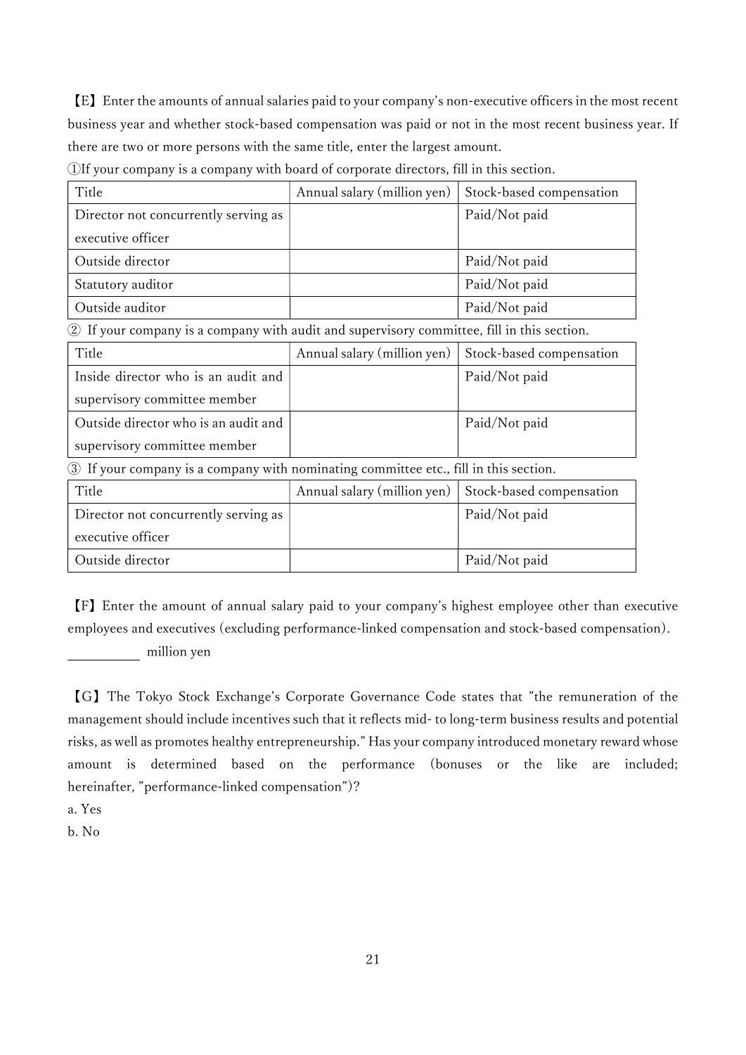【E】Enter the amounts of annual salaries paid to your company's non-executive officers in the most recent business year and whether stock-based compensation was paid or not in the most recent business year. If there are two or more persons with the same title, enter the largest amount.

①If your company is a company with board of corporate directors, fill in this section.

| Title | Annual salary (million yen) | Stock-based compensation |
|---|---|---|
| Director not concurrently serving as executive officer | | Paid/Not paid |
| Outside director | | Paid/Not paid |
| Statutory auditor | | Paid/Not paid |
| Outside auditor | | Paid/Not paid |

② If your company is a company with audit and supervisory committee, fill in this section.

| Title | Annual salary (million yen) | Stock-based compensation |
|---|---|---|
| Inside director who is an audit and supervisory committee member | | Paid/Not paid |
| Outside director who is an audit and supervisory committee member | | Paid/Not paid |

③ If your company is a company with nominating committee etc., fill in this section.

| Title | Annual salary (million yen) | Stock-based compensation |
|---|---|---|
| Director not concurrently serving as executive officer | | Paid/Not paid |
| Outside director | | Paid/Not paid |

【F】Enter the amount of annual salary paid to your company's highest employee other than executive employees and executives (excluding performance-linked compensation and stock-based compensation).

\_\_\_\_\_\_\_\_\_\_ million yen

【G】The Tokyo Stock Exchange's Corporate Governance Code states that "the remuneration of the management should include incentives such that it reflects mid- to long-term business results and potential risks, as well as promotes healthy entrepreneurship." Has your company introduced monetary reward whose amount is determined based on the performance (bonuses or the like are included; hereinafter, "performance-linked compensation")?

a. Yes

b. No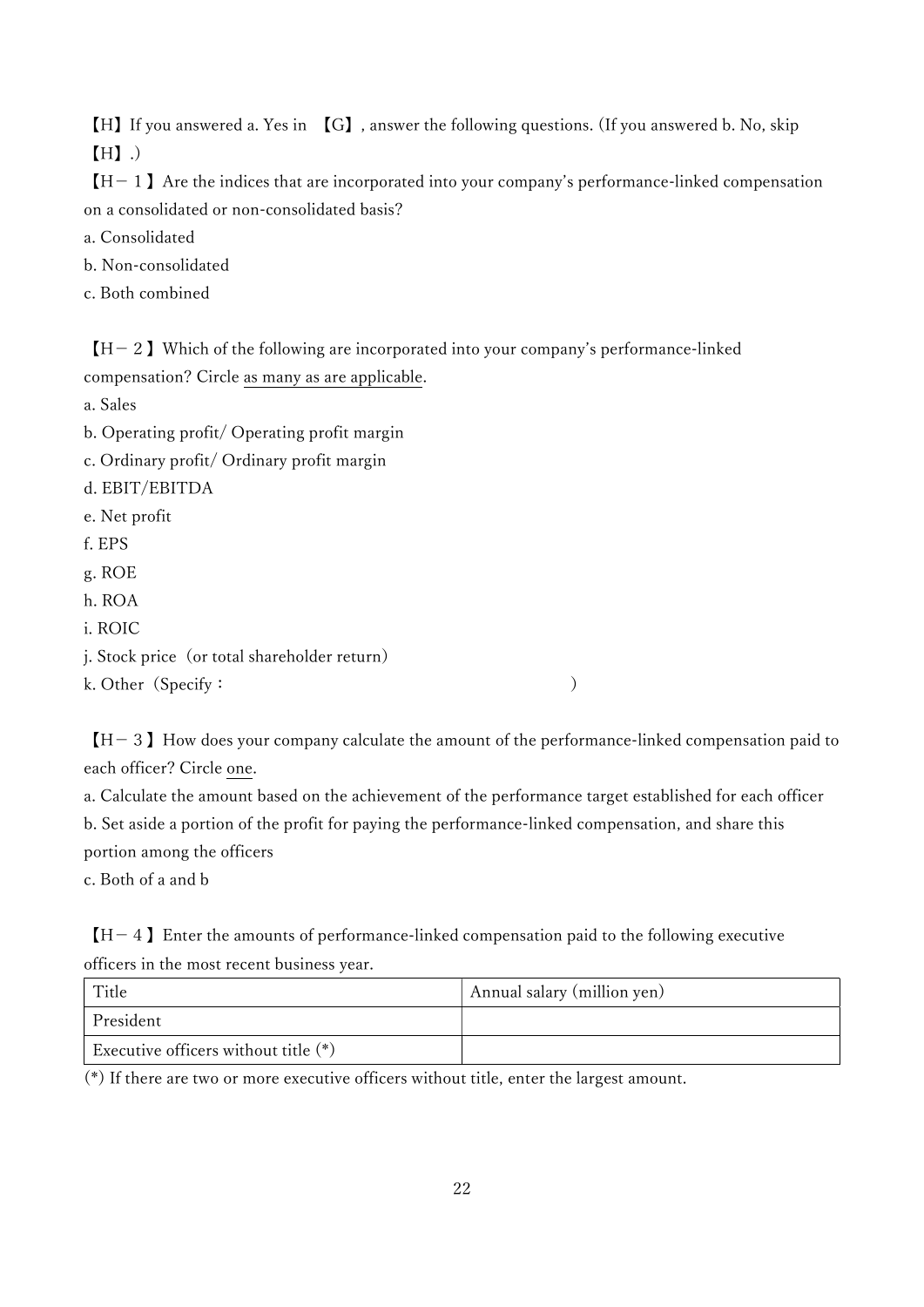【H】If you answered a. Yes in 【G】, answer the following questions. (If you answered b. No, skip 【H】.)

【H－１】Are the indices that are incorporated into your company's performance-linked compensation on a consolidated or non-consolidated basis?

a. Consolidated

b. Non-consolidated

c. Both combined

【H－２】Which of the following are incorporated into your company's performance-linked compensation? Circle <u>as many as are applicable</u>.

a. Sales

b. Operating profit/ Operating profit margin

c. Ordinary profit/ Ordinary profit margin

d. EBIT/EBITDA

e. Net profit

f. EPS

g. ROE

h. ROA

i. ROIC

j. Stock price（or total shareholder return）

k. Other（Specify：　　　　　　　　　　　　　　　　　　）

【H－３】How does your company calculate the amount of the performance-linked compensation paid to each officer? Circle <u>one</u>.

a. Calculate the amount based on the achievement of the performance target established for each officer

b. Set aside a portion of the profit for paying the performance-linked compensation, and share this portion among the officers

c. Both of a and b

【H－４】Enter the amounts of performance-linked compensation paid to the following executive officers in the most recent business year.

| Title | Annual salary (million yen) |
|---|---|
| President | |
| Executive officers without title (*) | |

(*) If there are two or more executive officers without title, enter the largest amount.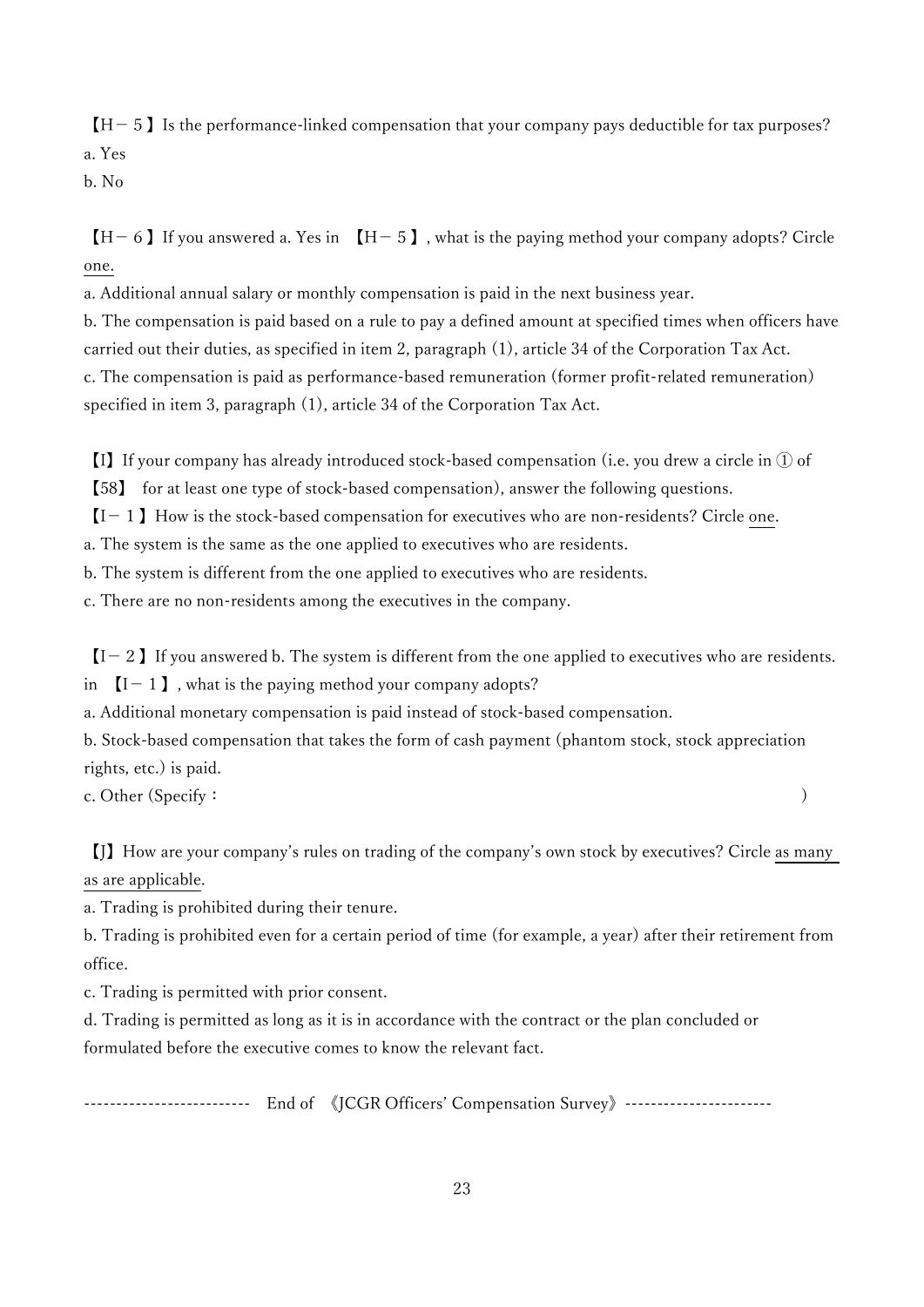【H－５】Is the performance-linked compensation that your company pays deductible for tax purposes?

a. Yes

b. No

【H－６】If you answered a. Yes in 【H－５】, what is the paying method your company adopts? Circle one.

a. Additional annual salary or monthly compensation is paid in the next business year.

b. The compensation is paid based on a rule to pay a defined amount at specified times when officers have carried out their duties, as specified in item 2, paragraph (1), article 34 of the Corporation Tax Act.

c. The compensation is paid as performance-based remuneration (former profit-related remuneration) specified in item 3, paragraph (1), article 34 of the Corporation Tax Act.

【I】If your company has already introduced stock-based compensation (i.e. you drew a circle in ① of 【58】 for at least one type of stock-based compensation), answer the following questions.

【I－１】How is the stock-based compensation for executives who are non-residents? Circle one.

a. The system is the same as the one applied to executives who are residents.

b. The system is different from the one applied to executives who are residents.

c. There are no non-residents among the executives in the company.

【I－２】If you answered b. The system is different from the one applied to executives who are residents. in 【I－１】, what is the paying method your company adopts?

a. Additional monetary compensation is paid instead of stock-based compensation.

b. Stock-based compensation that takes the form of cash payment (phantom stock, stock appreciation rights, etc.) is paid.

c. Other (Specify： )

【J】How are your company's rules on trading of the company's own stock by executives? Circle as many as are applicable.

a. Trading is prohibited during their tenure.

b. Trading is prohibited even for a certain period of time (for example, a year) after their retirement from office.

c. Trading is permitted with prior consent.

d. Trading is permitted as long as it is in accordance with the contract or the plan concluded or formulated before the executive comes to know the relevant fact.

-------------------------- End of 《JCGR Officers' Compensation Survey》-----------------------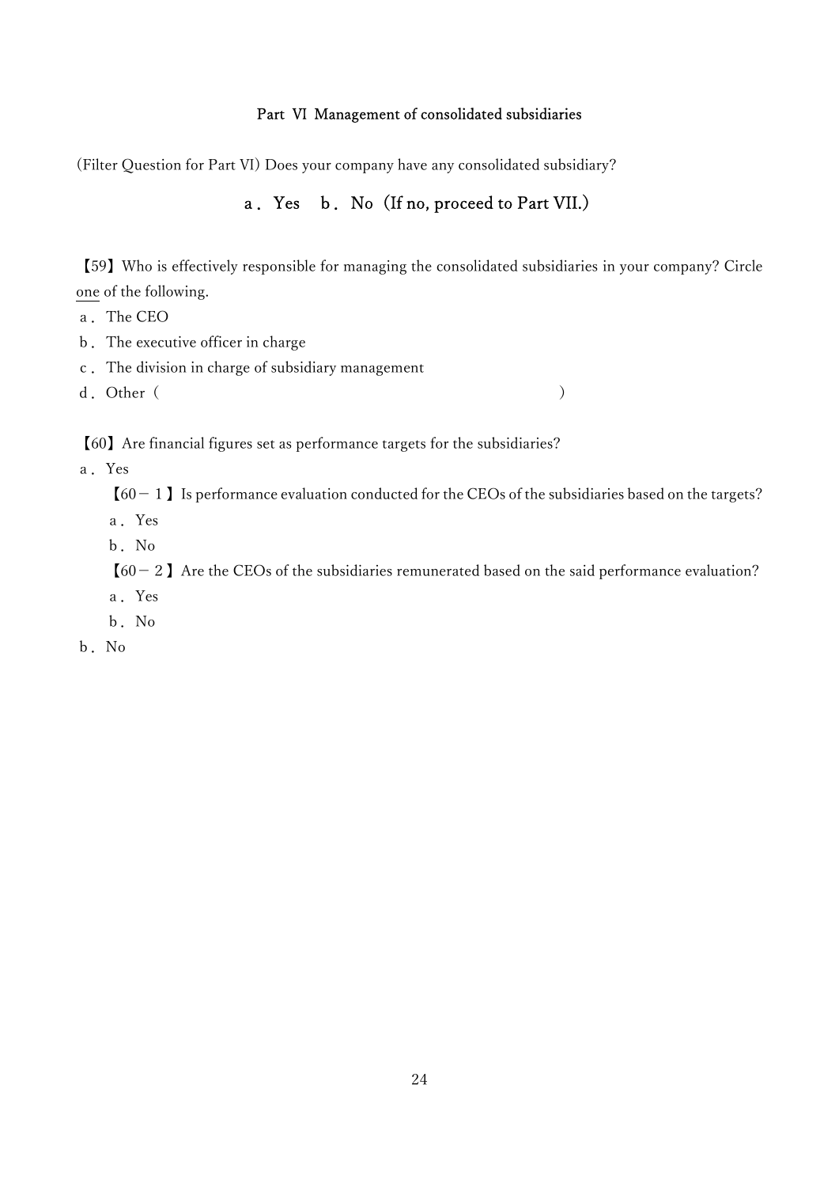## Part VI Management of consolidated subsidiaries

(Filter Question for Part VI) Does your company have any consolidated subsidiary?

a．Yes　b．No（If no, proceed to Part VII.）

【59】Who is effectively responsible for managing the consolidated subsidiaries in your company? Circle one of the following.

a．The CEO
b．The executive officer in charge
c．The division in charge of subsidiary management
d．Other（　　　　　　　　　　　　　　　　　　　　　　　）

【60】Are financial figures set as performance targets for the subsidiaries?

a．Yes

　【60－１】Is performance evaluation conducted for the CEOs of the subsidiaries based on the targets?

　a．Yes
　b．No

　【60－２】Are the CEOs of the subsidiaries remunerated based on the said performance evaluation?

　a．Yes
　b．No

b．No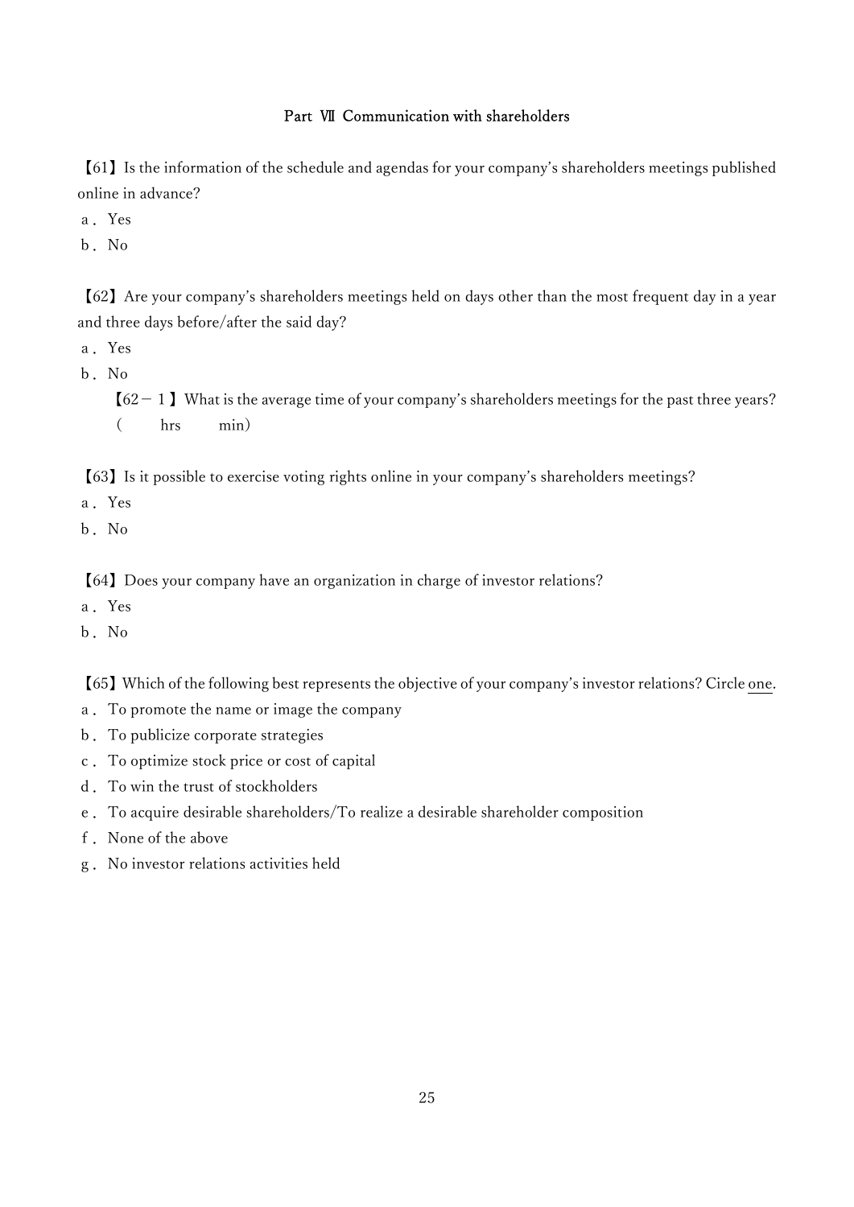## Part Ⅶ Communication with shareholders

【61】Is the information of the schedule and agendas for your company's shareholders meetings published online in advance?

a． Yes

b． No

【62】Are your company's shareholders meetings held on days other than the most frequent day in a year and three days before/after the said day?

a． Yes

b． No

【62－１】What is the average time of your company's shareholders meetings for the past three years?

（　　hrs　　min）

【63】Is it possible to exercise voting rights online in your company's shareholders meetings?

a． Yes

b． No

【64】Does your company have an organization in charge of investor relations?

a． Yes

b． No

【65】Which of the following best represents the objective of your company's investor relations? Circle <u>one</u>.

a． To promote the name or image the company

b． To publicize corporate strategies

c． To optimize stock price or cost of capital

d． To win the trust of stockholders

e． To acquire desirable shareholders/To realize a desirable shareholder composition

f． None of the above

g． No investor relations activities held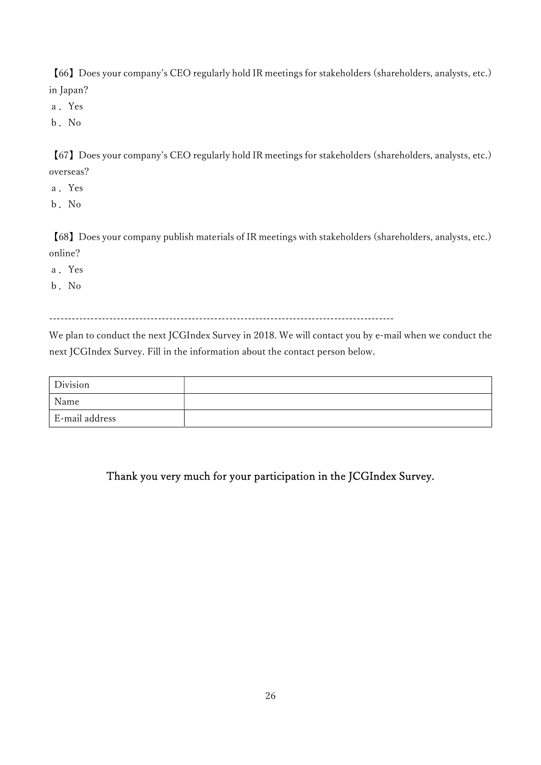【66】Does your company's CEO regularly hold IR meetings for stakeholders (shareholders, analysts, etc.) in Japan?

a．Yes

b．No

【67】Does your company's CEO regularly hold IR meetings for stakeholders (shareholders, analysts, etc.) overseas?

a．Yes

b．No

【68】Does your company publish materials of IR meetings with stakeholders (shareholders, analysts, etc.) online?

a．Yes

b．No

------------------------------------------------------------------------------------------

We plan to conduct the next JCGIndex Survey in 2018. We will contact you by e-mail when we conduct the next JCGIndex Survey. Fill in the information about the contact person below.

| | |
|---|---|
| Division | |
| Name | |
| E-mail address | |

Thank you very much for your participation in the JCGIndex Survey.